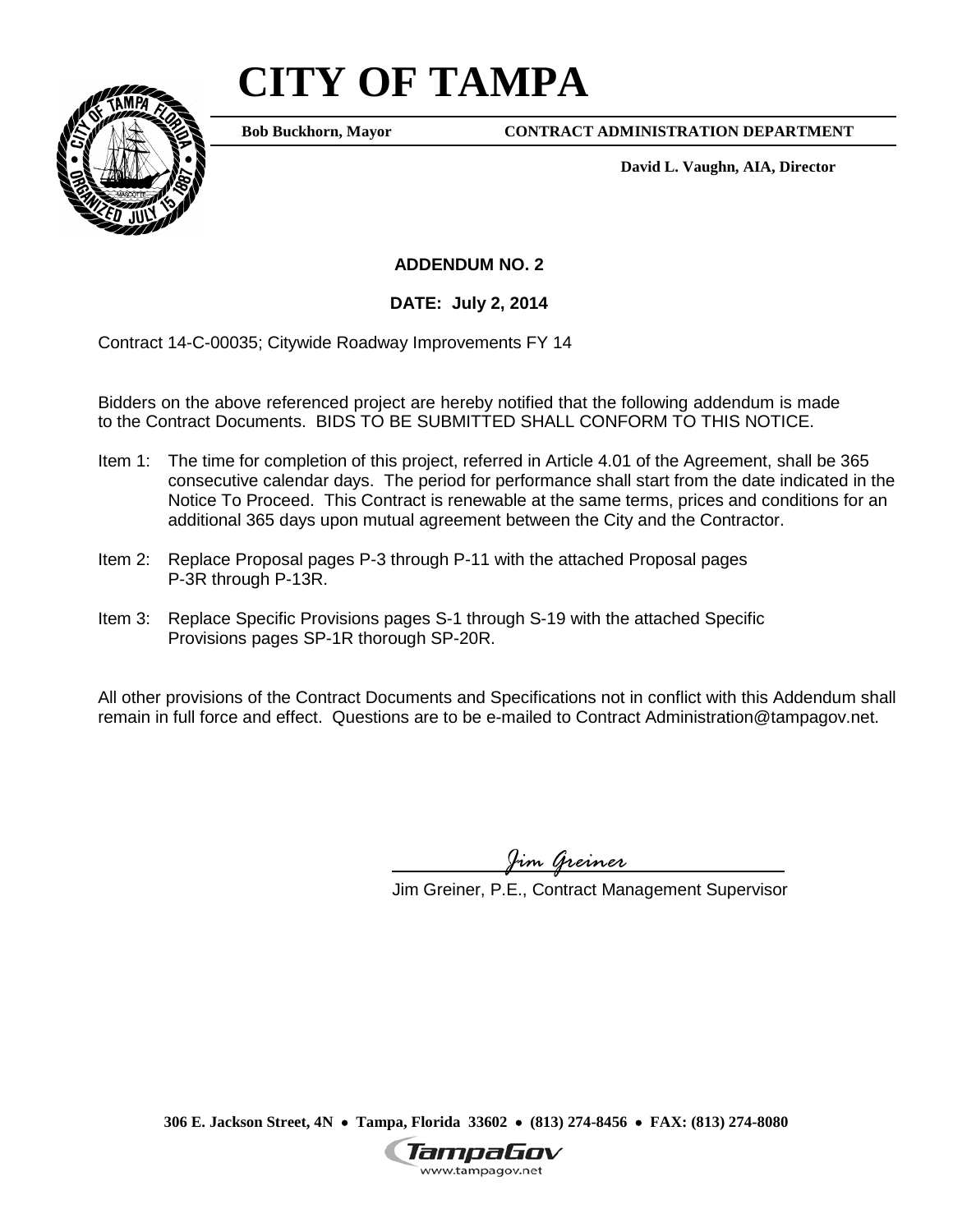# CITY OF TAMPA

**Bob Buckhorn, Mayor** **CONTRACT ADMINISTRATION DEPARTMENT**

**David L. Vaughn, AIA, Director**

**ADDENDUM NO. 2**

**DATE: July 2, 2014**

Contract 14-C-00035; Citywide Roadway Improvements FY 14

Bidders on the above referenced project are hereby notified that the following addendum is made to the Contract Documents. BIDS TO BE SUBMITTED SHALL CONFORM TO THIS NOTICE.

Item 1: The time for completion of this project, referred in Article 4.01 of the Agreement, shall be 365 consecutive calendar days. The period for performance shall start from the date indicated in the Notice To Proceed. This Contract is renewable at the same terms, prices and conditions for an additional 365 days upon mutual agreement between the City and the Contractor.

Item 2: Replace Proposal pages P-3 through P-11 with the attached Proposal pages P-3R through P-13R.

Item 3: Replace Specific Provisions pages S-1 through S-19 with the attached Specific Provisions pages SP-1R thorough SP-20R.

All other provisions of the Contract Documents and Specifications not in conflict with this Addendum shall remain in full force and effect. Questions are to be e-mailed to Contract Administration@tampagov.net.

*Jim Greiner*

Jim Greiner, P.E., Contract Management Supervisor

**306 E. Jackson Street, 4N • Tampa, Florida 33602 • (813) 274-8456 • FAX: (813) 274-8080**

TampaGov
www.tampagov.net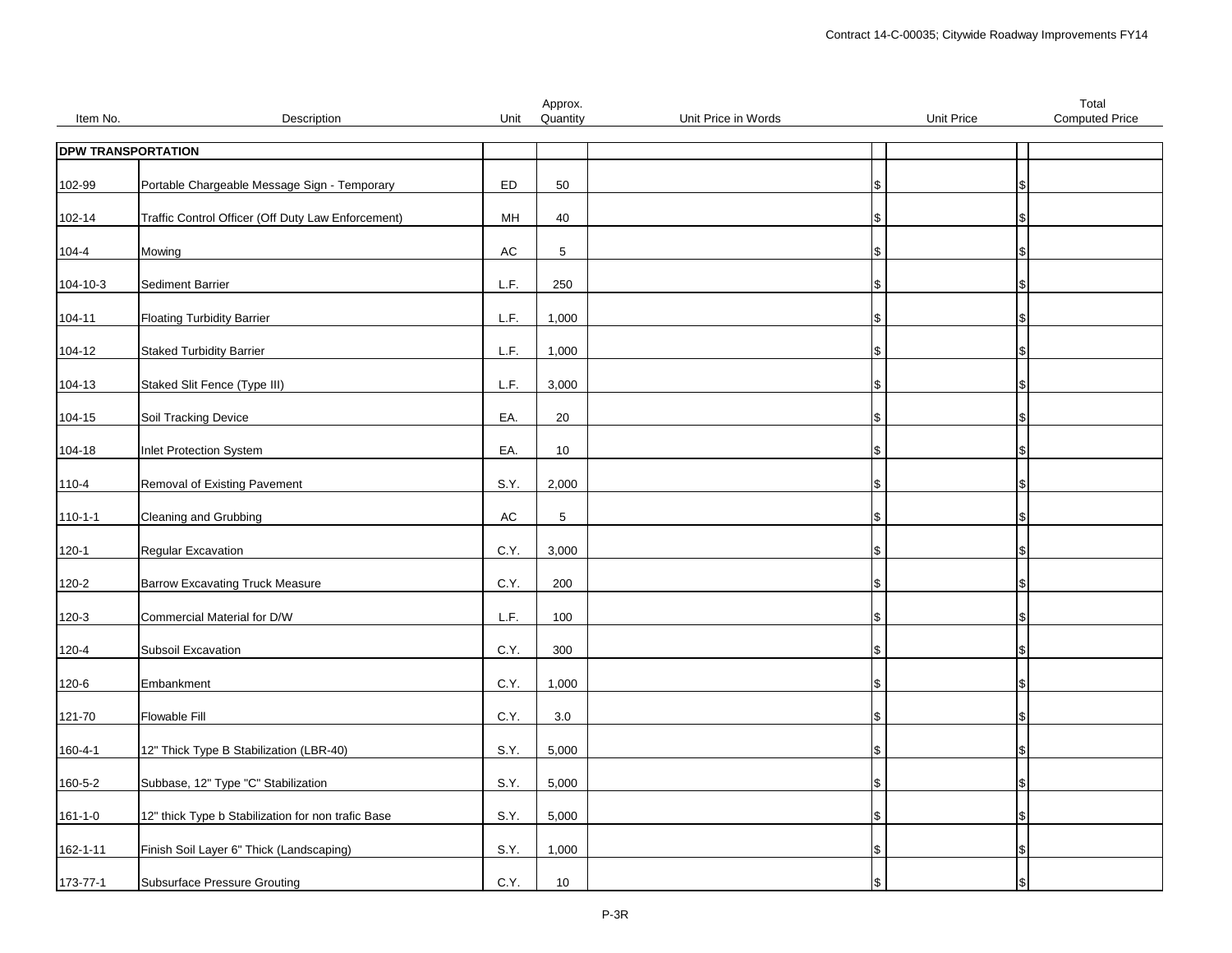| Item No. | Description | Unit | Approx. Quantity | Unit Price in Words | Unit Price | Total Computed Price |
|---|---|---|---|---|---|---|
| **DPW TRANSPORTATION** | | | | | | |
| 102-99 | Portable Chargeable Message Sign - Temporary | ED | 50 | | $ | $ |
| 102-14 | Traffic Control Officer (Off Duty Law Enforcement) | MH | 40 | | $ | $ |
| 104-4 | Mowing | AC | 5 | | $ | $ |
| 104-10-3 | Sediment Barrier | L.F. | 250 | | $ | $ |
| 104-11 | Floating Turbidity Barrier | L.F. | 1,000 | | $ | $ |
| 104-12 | Staked Turbidity Barrier | L.F. | 1,000 | | $ | $ |
| 104-13 | Staked Slit Fence (Type III) | L.F. | 3,000 | | $ | $ |
| 104-15 | Soil Tracking Device | EA. | 20 | | $ | $ |
| 104-18 | Inlet Protection System | EA. | 10 | | $ | $ |
| 110-4 | Removal of Existing Pavement | S.Y. | 2,000 | | $ | $ |
| 110-1-1 | Cleaning and Grubbing | AC | 5 | | $ | $ |
| 120-1 | Regular Excavation | C.Y. | 3,000 | | $ | $ |
| 120-2 | Barrow Excavating Truck Measure | C.Y. | 200 | | $ | $ |
| 120-3 | Commercial Material for D/W | L.F. | 100 | | $ | $ |
| 120-4 | Subsoil Excavation | C.Y. | 300 | | $ | $ |
| 120-6 | Embankment | C.Y. | 1,000 | | $ | $ |
| 121-70 | Flowable Fill | C.Y. | 3.0 | | $ | $ |
| 160-4-1 | 12" Thick Type B Stabilization (LBR-40) | S.Y. | 5,000 | | $ | $ |
| 160-5-2 | Subbase, 12" Type "C" Stabilization | S.Y. | 5,000 | | $ | $ |
| 161-1-0 | 12" thick Type b Stabilization for non trafic Base | S.Y. | 5,000 | | $ | $ |
| 162-1-11 | Finish Soil Layer 6" Thick (Landscaping) | S.Y. | 1,000 | | $ | $ |
| 173-77-1 | Subsurface Pressure Grouting | C.Y. | 10 | | $ | $ |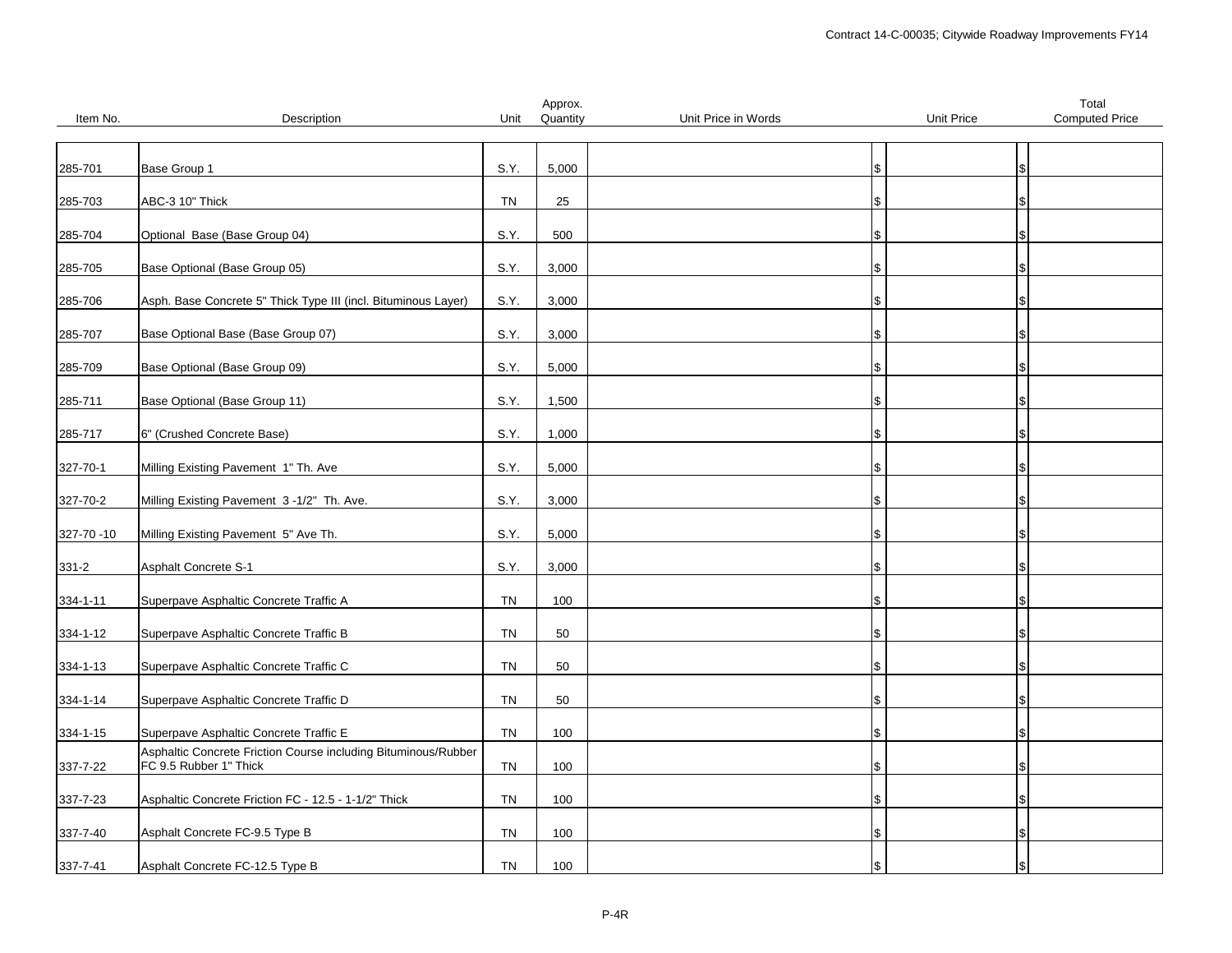| Item No. | Description | Unit | Approx. Quantity | Unit Price in Words | Unit Price | Total Computed Price |
|---|---|---|---|---|---|---|
| 285-701 | Base Group 1 | S.Y. | 5,000 | | $ | $ |
| 285-703 | ABC-3 10" Thick | TN | 25 | | $ | $ |
| 285-704 | Optional Base (Base Group 04) | S.Y. | 500 | | $ | $ |
| 285-705 | Base Optional (Base Group 05) | S.Y. | 3,000 | | $ | $ |
| 285-706 | Asph. Base Concrete 5" Thick Type III (incl. Bituminous Layer) | S.Y. | 3,000 | | $ | $ |
| 285-707 | Base Optional Base (Base Group 07) | S.Y. | 3,000 | | $ | $ |
| 285-709 | Base Optional (Base Group 09) | S.Y. | 5,000 | | $ | $ |
| 285-711 | Base Optional (Base Group 11) | S.Y. | 1,500 | | $ | $ |
| 285-717 | 6" (Crushed Concrete Base) | S.Y. | 1,000 | | $ | $ |
| 327-70-1 | Milling Existing Pavement 1" Th. Ave | S.Y. | 5,000 | | $ | $ |
| 327-70-2 | Milling Existing Pavement 3 -1/2" Th. Ave. | S.Y. | 3,000 | | $ | $ |
| 327-70 -10 | Milling Existing Pavement 5" Ave Th. | S.Y. | 5,000 | | $ | $ |
| 331-2 | Asphalt Concrete S-1 | S.Y. | 3,000 | | $ | $ |
| 334-1-11 | Superpave Asphaltic Concrete Traffic A | TN | 100 | | $ | $ |
| 334-1-12 | Superpave Asphaltic Concrete Traffic B | TN | 50 | | $ | $ |
| 334-1-13 | Superpave Asphaltic Concrete Traffic C | TN | 50 | | $ | $ |
| 334-1-14 | Superpave Asphaltic Concrete Traffic D | TN | 50 | | $ | $ |
| 334-1-15 | Superpave Asphaltic Concrete Traffic E | TN | 100 | | $ | $ |
| 337-7-22 | Asphaltic Concrete Friction Course including Bituminous/Rubber FC 9.5 Rubber 1" Thick | TN | 100 | | $ | $ |
| 337-7-23 | Asphaltic Concrete Friction FC - 12.5 - 1-1/2" Thick | TN | 100 | | $ | $ |
| 337-7-40 | Asphalt Concrete FC-9.5 Type B | TN | 100 | | $ | $ |
| 337-7-41 | Asphalt Concrete FC-12.5 Type B | TN | 100 | | $ | $ |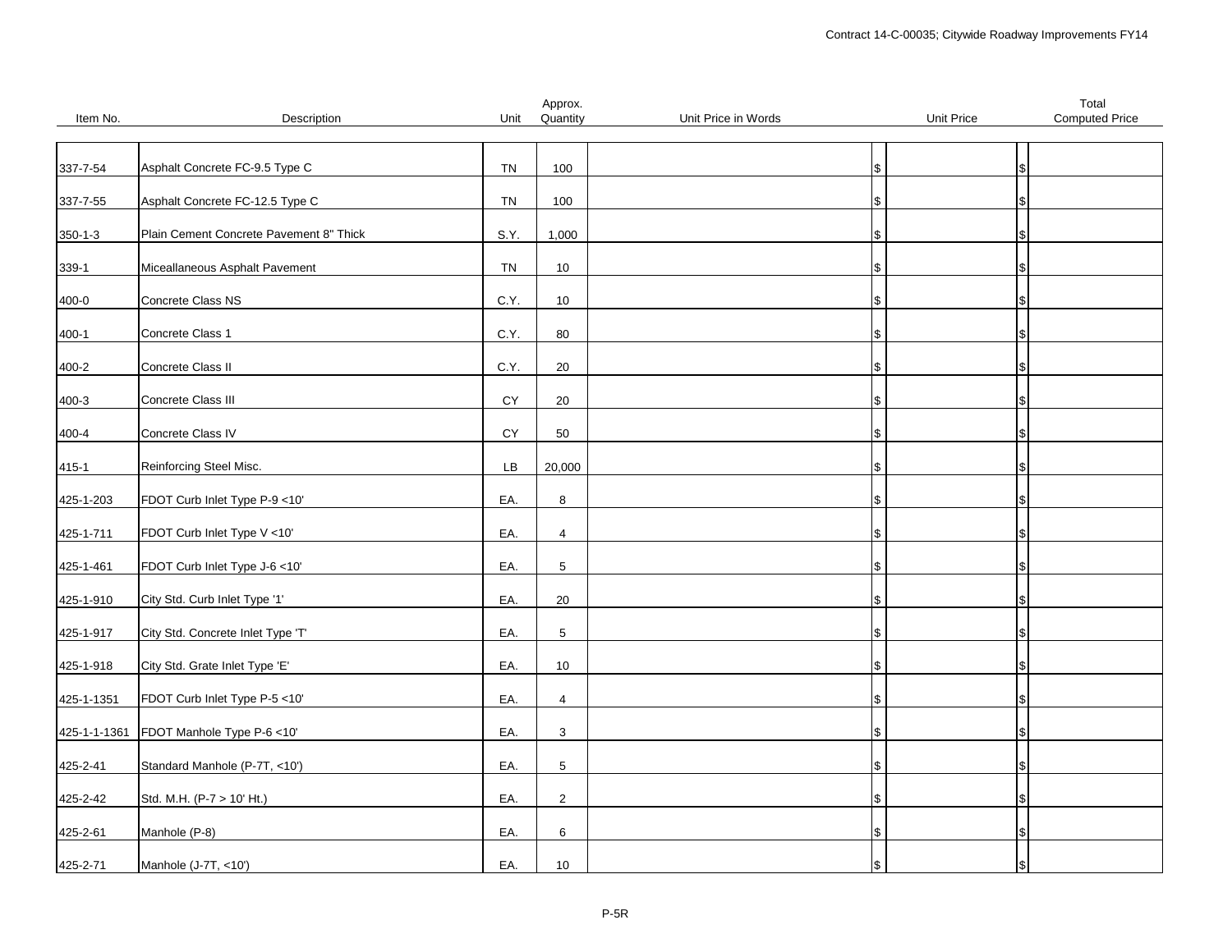| Item No. | Description | Unit | Approx. Quantity | Unit Price in Words | Unit Price | Total Computed Price |
|---|---|---|---|---|---|---|
| 337-7-54 | Asphalt Concrete FC-9.5 Type C | TN | 100 | | $ | $ |
| 337-7-55 | Asphalt Concrete FC-12.5 Type C | TN | 100 | | $ | $ |
| 350-1-3 | Plain Cement Concrete Pavement 8" Thick | S.Y. | 1,000 | | $ | $ |
| 339-1 | Miceallaneous Asphalt Pavement | TN | 10 | | $ | $ |
| 400-0 | Concrete Class NS | C.Y. | 10 | | $ | $ |
| 400-1 | Concrete Class 1 | C.Y. | 80 | | $ | $ |
| 400-2 | Concrete Class II | C.Y. | 20 | | $ | $ |
| 400-3 | Concrete Class III | CY | 20 | | $ | $ |
| 400-4 | Concrete Class IV | CY | 50 | | $ | $ |
| 415-1 | Reinforcing Steel Misc. | LB | 20,000 | | $ | $ |
| 425-1-203 | FDOT Curb Inlet Type P-9 <10' | EA. | 8 | | $ | $ |
| 425-1-711 | FDOT Curb Inlet Type V <10' | EA. | 4 | | $ | $ |
| 425-1-461 | FDOT Curb Inlet Type J-6 <10' | EA. | 5 | | $ | $ |
| 425-1-910 | City Std. Curb Inlet Type '1' | EA. | 20 | | $ | $ |
| 425-1-917 | City Std. Concrete Inlet Type 'T' | EA. | 5 | | $ | $ |
| 425-1-918 | City Std. Grate Inlet Type 'E' | EA. | 10 | | $ | $ |
| 425-1-1351 | FDOT Curb Inlet Type P-5 <10' | EA. | 4 | | $ | $ |
| 425-1-1-1361 | FDOT Manhole Type P-6 <10' | EA. | 3 | | $ | $ |
| 425-2-41 | Standard Manhole (P-7T, <10') | EA. | 5 | | $ | $ |
| 425-2-42 | Std. M.H. (P-7 > 10' Ht.) | EA. | 2 | | $ | $ |
| 425-2-61 | Manhole (P-8) | EA. | 6 | | $ | $ |
| 425-2-71 | Manhole (J-7T, <10') | EA. | 10 | | $ | $ |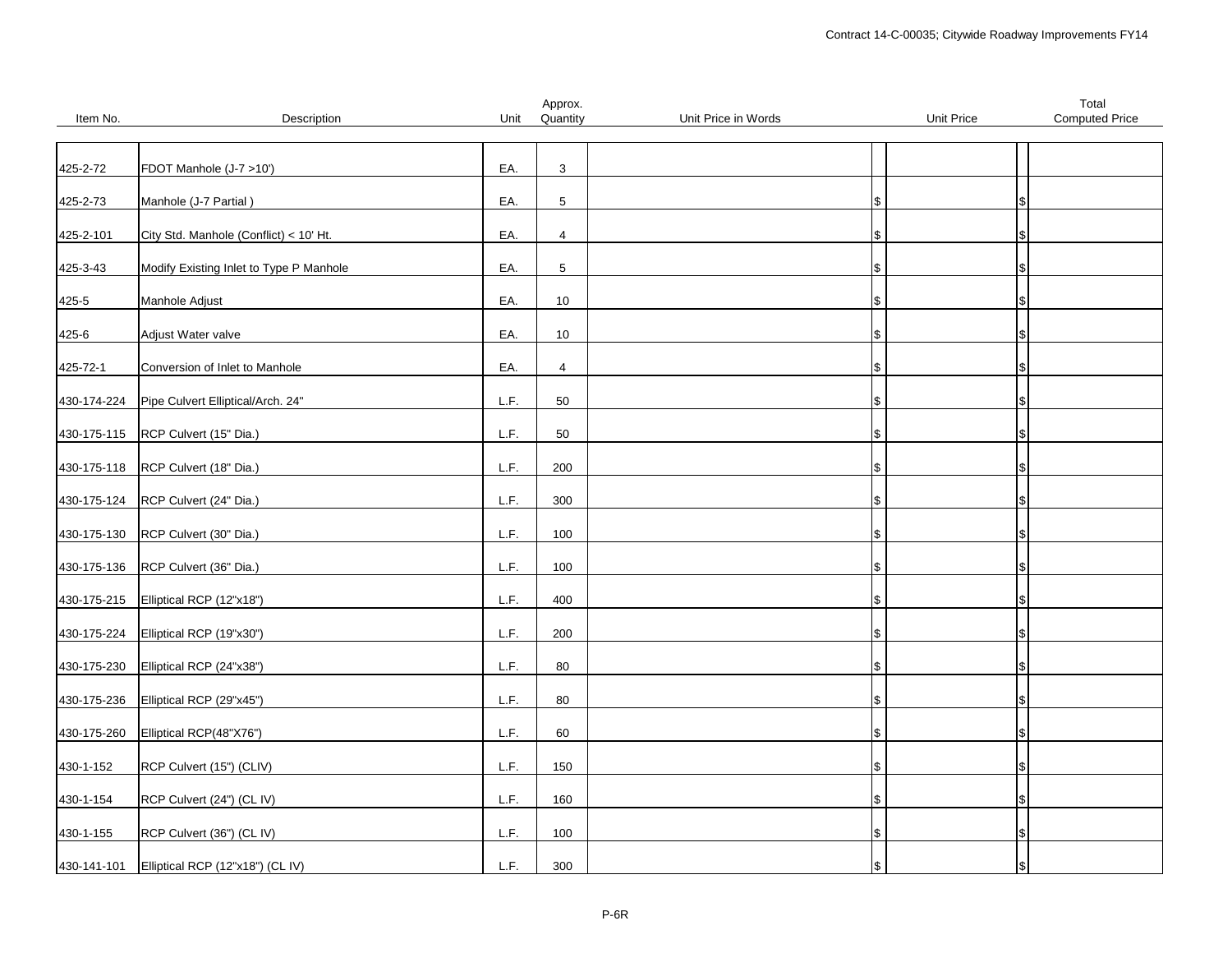| Item No. | Description | Unit | Approx. Quantity | Unit Price in Words | Unit Price | Total Computed Price |
|---|---|---|---|---|---|---|
| 425-2-72 | FDOT Manhole (J-7 >10') | EA. | 3 | | | |
| 425-2-73 | Manhole (J-7 Partial ) | EA. | 5 | | $ | $ |
| 425-2-101 | City Std. Manhole (Conflict) < 10' Ht. | EA. | 4 | | $ | $ |
| 425-3-43 | Modify Existing Inlet to Type P Manhole | EA. | 5 | | $ | $ |
| 425-5 | Manhole Adjust | EA. | 10 | | $ | $ |
| 425-6 | Adjust Water valve | EA. | 10 | | $ | $ |
| 425-72-1 | Conversion of Inlet to Manhole | EA. | 4 | | $ | $ |
| 430-174-224 | Pipe Culvert Elliptical/Arch. 24" | L.F. | 50 | | $ | $ |
| 430-175-115 | RCP Culvert (15" Dia.) | L.F. | 50 | | $ | $ |
| 430-175-118 | RCP Culvert (18" Dia.) | L.F. | 200 | | $ | $ |
| 430-175-124 | RCP Culvert (24" Dia.) | L.F. | 300 | | $ | $ |
| 430-175-130 | RCP Culvert (30" Dia.) | L.F. | 100 | | $ | $ |
| 430-175-136 | RCP Culvert (36" Dia.) | L.F. | 100 | | $ | $ |
| 430-175-215 | Elliptical RCP (12"x18") | L.F. | 400 | | $ | $ |
| 430-175-224 | Elliptical RCP (19"x30") | L.F. | 200 | | $ | $ |
| 430-175-230 | Elliptical RCP (24"x38") | L.F. | 80 | | $ | $ |
| 430-175-236 | Elliptical RCP (29"x45") | L.F. | 80 | | $ | $ |
| 430-175-260 | Elliptical RCP(48"X76") | L.F. | 60 | | $ | $ |
| 430-1-152 | RCP Culvert (15") (CLIV) | L.F. | 150 | | $ | $ |
| 430-1-154 | RCP Culvert (24") (CL IV) | L.F. | 160 | | $ | $ |
| 430-1-155 | RCP Culvert (36") (CL IV) | L.F. | 100 | | $ | $ |
| 430-141-101 | Elliptical RCP (12"x18") (CL IV) | L.F. | 300 | | $ | $ |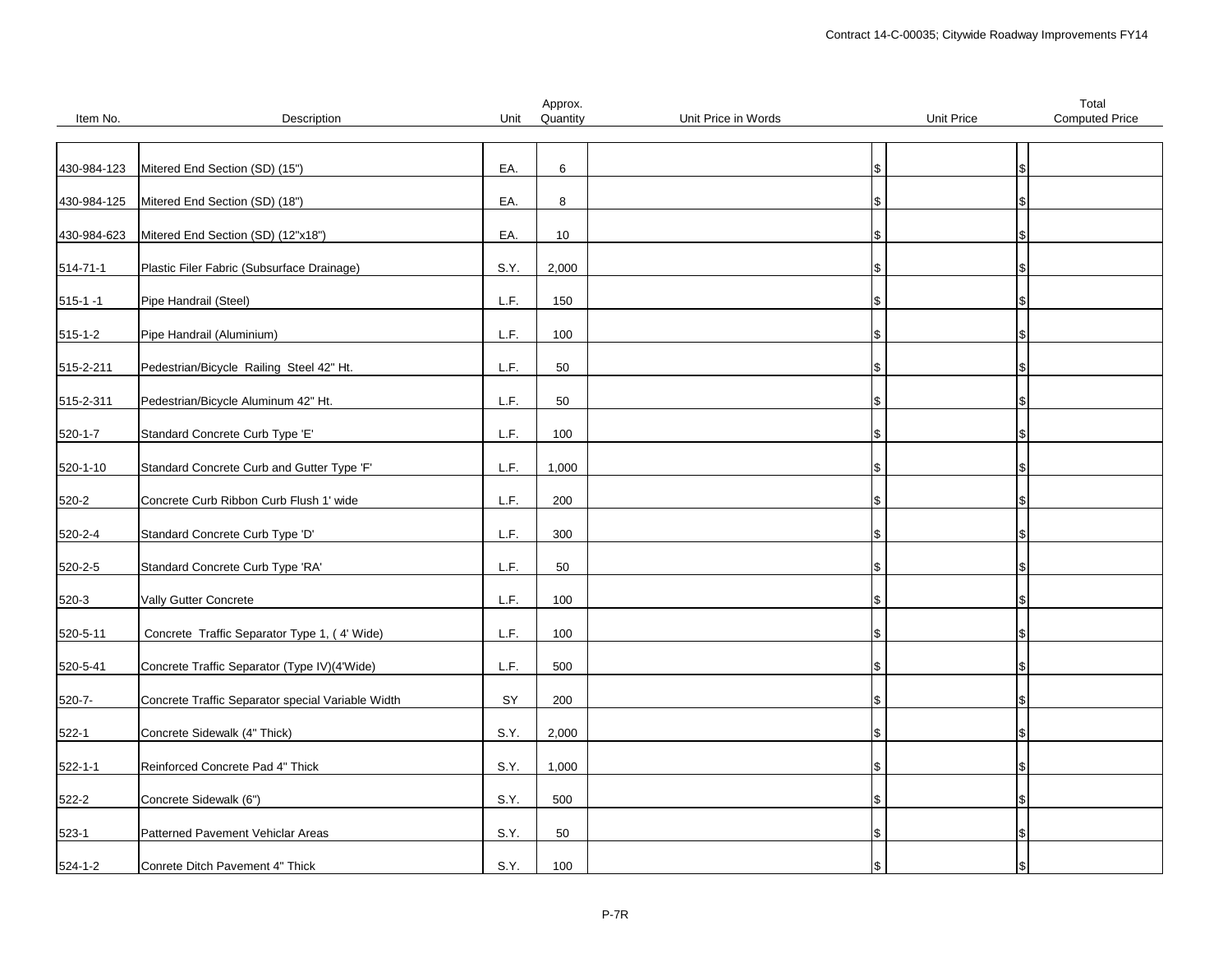| Item No. | Description | Unit | Approx. Quantity | Unit Price in Words | Unit Price | Total Computed Price |
|---|---|---|---|---|---|---|
| 430-984-123 | Mitered End Section (SD) (15") | EA. | 6 | | $ | $ |
| 430-984-125 | Mitered End Section (SD) (18") | EA. | 8 | | $ | $ |
| 430-984-623 | Mitered End Section (SD) (12"x18") | EA. | 10 | | $ | $ |
| 514-71-1 | Plastic Filer Fabric (Subsurface Drainage) | S.Y. | 2,000 | | $ | $ |
| 515-1 -1 | Pipe Handrail (Steel) | L.F. | 150 | | $ | $ |
| 515-1-2 | Pipe Handrail (Aluminium) | L.F. | 100 | | $ | $ |
| 515-2-211 | Pedestrian/Bicycle Railing Steel 42" Ht. | L.F. | 50 | | $ | $ |
| 515-2-311 | Pedestrian/Bicycle Aluminum 42" Ht. | L.F. | 50 | | $ | $ |
| 520-1-7 | Standard Concrete Curb Type 'E' | L.F. | 100 | | $ | $ |
| 520-1-10 | Standard Concrete Curb and Gutter Type 'F' | L.F. | 1,000 | | $ | $ |
| 520-2 | Concrete Curb Ribbon Curb Flush 1' wide | L.F. | 200 | | $ | $ |
| 520-2-4 | Standard Concrete Curb Type 'D' | L.F. | 300 | | $ | $ |
| 520-2-5 | Standard Concrete Curb Type 'RA' | L.F. | 50 | | $ | $ |
| 520-3 | Vally Gutter Concrete | L.F. | 100 | | $ | $ |
| 520-5-11 | Concrete Traffic Separator Type 1, ( 4' Wide) | L.F. | 100 | | $ | $ |
| 520-5-41 | Concrete Traffic Separator (Type IV)(4'Wide) | L.F. | 500 | | $ | $ |
| 520-7- | Concrete Traffic Separator special Variable Width | SY | 200 | | $ | $ |
| 522-1 | Concrete Sidewalk (4" Thick) | S.Y. | 2,000 | | $ | $ |
| 522-1-1 | Reinforced Concrete Pad 4" Thick | S.Y. | 1,000 | | $ | $ |
| 522-2 | Concrete Sidewalk (6") | S.Y. | 500 | | $ | $ |
| 523-1 | Patterned Pavement Vehiclar Areas | S.Y. | 50 | | $ | $ |
| 524-1-2 | Conrete Ditch Pavement 4" Thick | S.Y. | 100 | | $ | $ |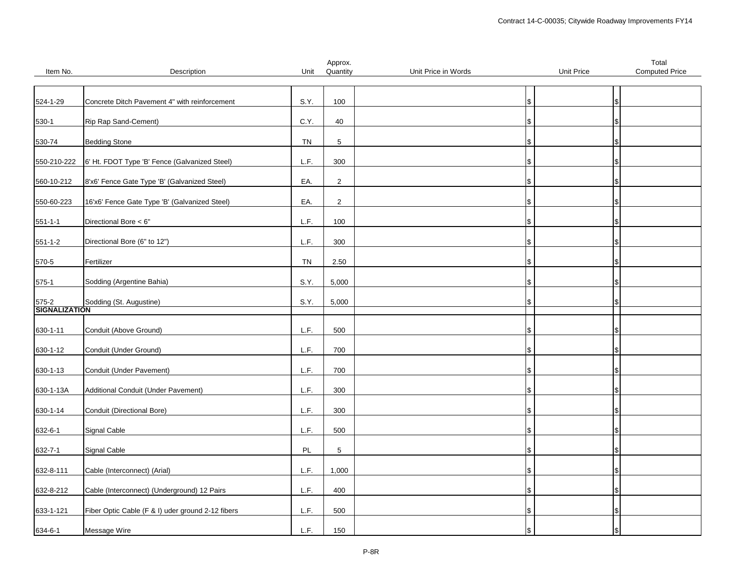| Item No. | Description | Unit | Approx. Quantity | Unit Price in Words | Unit Price | Total Computed Price |
|---|---|---|---|---|---|---|
| 524-1-29 | Concrete Ditch Pavement 4" with reinforcement | S.Y. | 100 | | $ | $ |
| 530-1 | Rip Rap Sand-Cement) | C.Y. | 40 | | $ | $ |
| 530-74 | Bedding Stone | TN | 5 | | $ | $ |
| 550-210-222 | 6' Ht. FDOT Type 'B' Fence (Galvanized Steel) | L.F. | 300 | | $ | $ |
| 560-10-212 | 8'x6' Fence Gate Type 'B' (Galvanized Steel) | EA. | 2 | | $ | $ |
| 550-60-223 | 16'x6' Fence Gate Type 'B' (Galvanized Steel) | EA. | 2 | | $ | $ |
| 551-1-1 | Directional Bore < 6" | L.F. | 100 | | $ | $ |
| 551-1-2 | Directional Bore (6" to 12") | L.F. | 300 | | $ | $ |
| 570-5 | Fertilizer | TN | 2.50 | | $ | $ |
| 575-1 | Sodding (Argentine Bahia) | S.Y. | 5,000 | | $ | $ |
| 575-2 | Sodding (St. Augustine) | S.Y. | 5,000 | | $ | $ |
| **SIGNALIZATION** | | | | | | |
| 630-1-11 | Conduit (Above Ground) | L.F. | 500 | | $ | $ |
| 630-1-12 | Conduit (Under Ground) | L.F. | 700 | | $ | $ |
| 630-1-13 | Conduit (Under Pavement) | L.F. | 700 | | $ | $ |
| 630-1-13A | Additional Conduit (Under Pavement) | L.F. | 300 | | $ | $ |
| 630-1-14 | Conduit (Directional Bore) | L.F. | 300 | | $ | $ |
| 632-6-1 | Signal Cable | L.F. | 500 | | $ | $ |
| 632-7-1 | Signal Cable | PL | 5 | | $ | $ |
| 632-8-111 | Cable (Interconnect) (Arial) | L.F. | 1,000 | | $ | $ |
| 632-8-212 | Cable (Interconnect) (Underground) 12 Pairs | L.F. | 400 | | $ | $ |
| 633-1-121 | Fiber Optic Cable (F & I) uder ground 2-12 fibers | L.F. | 500 | | $ | $ |
| 634-6-1 | Message Wire | L.F. | 150 | | $ | $ |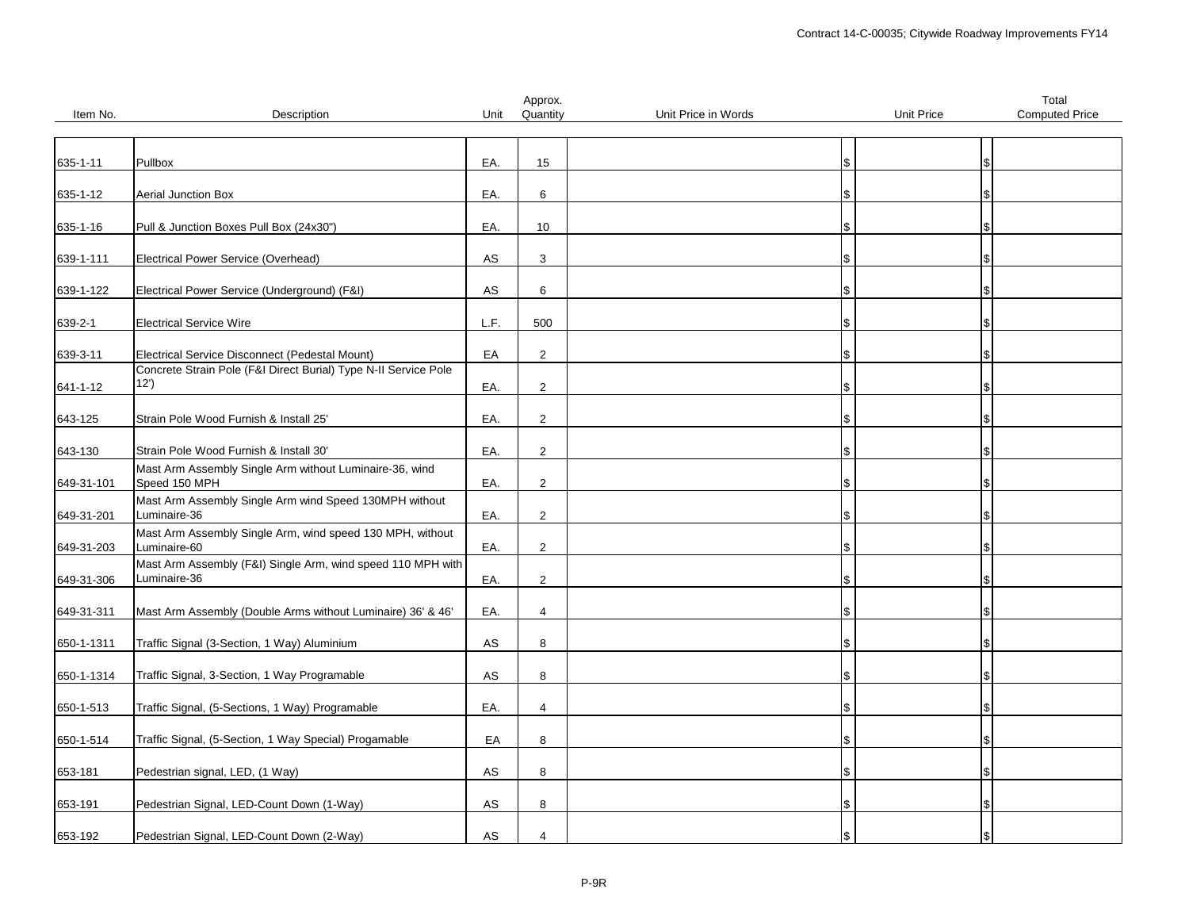| Item No. | Description | Unit | Approx. Quantity | Unit Price in Words | Unit Price | Total Computed Price |
|---|---|---|---|---|---|---|
| 635-1-11 | Pullbox | EA. | 15 | | $ | $ |
| 635-1-12 | Aerial Junction Box | EA. | 6 | | $ | $ |
| 635-1-16 | Pull & Junction Boxes Pull Box (24x30") | EA. | 10 | | $ | $ |
| 639-1-111 | Electrical Power Service (Overhead) | AS | 3 | | $ | $ |
| 639-1-122 | Electrical Power Service (Underground) (F&I) | AS | 6 | | $ | $ |
| 639-2-1 | Electrical Service Wire | L.F. | 500 | | $ | $ |
| 639-3-11 | Electrical Service Disconnect (Pedestal Mount) | EA | 2 | | $ | $ |
| 641-1-12 | Concrete Strain Pole (F&I Direct Burial) Type N-II Service Pole 12') | EA. | 2 | | $ | $ |
| 643-125 | Strain Pole Wood Furnish & Install 25' | EA. | 2 | | $ | $ |
| 643-130 | Strain Pole Wood Furnish & Install 30' | EA. | 2 | | $ | $ |
| 649-31-101 | Mast Arm Assembly Single Arm without Luminaire-36, wind Speed 150 MPH | EA. | 2 | | $ | $ |
| 649-31-201 | Mast Arm Assembly Single Arm wind Speed 130MPH without Luminaire-36 | EA. | 2 | | $ | $ |
| 649-31-203 | Mast Arm Assembly Single Arm, wind speed 130 MPH, without Luminaire-60 | EA. | 2 | | $ | $ |
| 649-31-306 | Mast Arm Assembly (F&I) Single Arm, wind speed 110 MPH with Luminaire-36 | EA. | 2 | | $ | $ |
| 649-31-311 | Mast Arm Assembly (Double Arms without Luminaire) 36' & 46' | EA. | 4 | | $ | $ |
| 650-1-1311 | Traffic Signal (3-Section, 1 Way) Aluminium | AS | 8 | | $ | $ |
| 650-1-1314 | Traffic Signal, 3-Section, 1 Way Programable | AS | 8 | | $ | $ |
| 650-1-513 | Traffic Signal, (5-Sections, 1 Way) Programable | EA. | 4 | | $ | $ |
| 650-1-514 | Traffic Signal, (5-Section, 1 Way Special) Progamable | EA | 8 | | $ | $ |
| 653-181 | Pedestrian signal, LED, (1 Way) | AS | 8 | | $ | $ |
| 653-191 | Pedestrian Signal, LED-Count Down (1-Way) | AS | 8 | | $ | $ |
| 653-192 | Pedestrian Signal, LED-Count Down (2-Way) | AS | 4 | | $ | $ |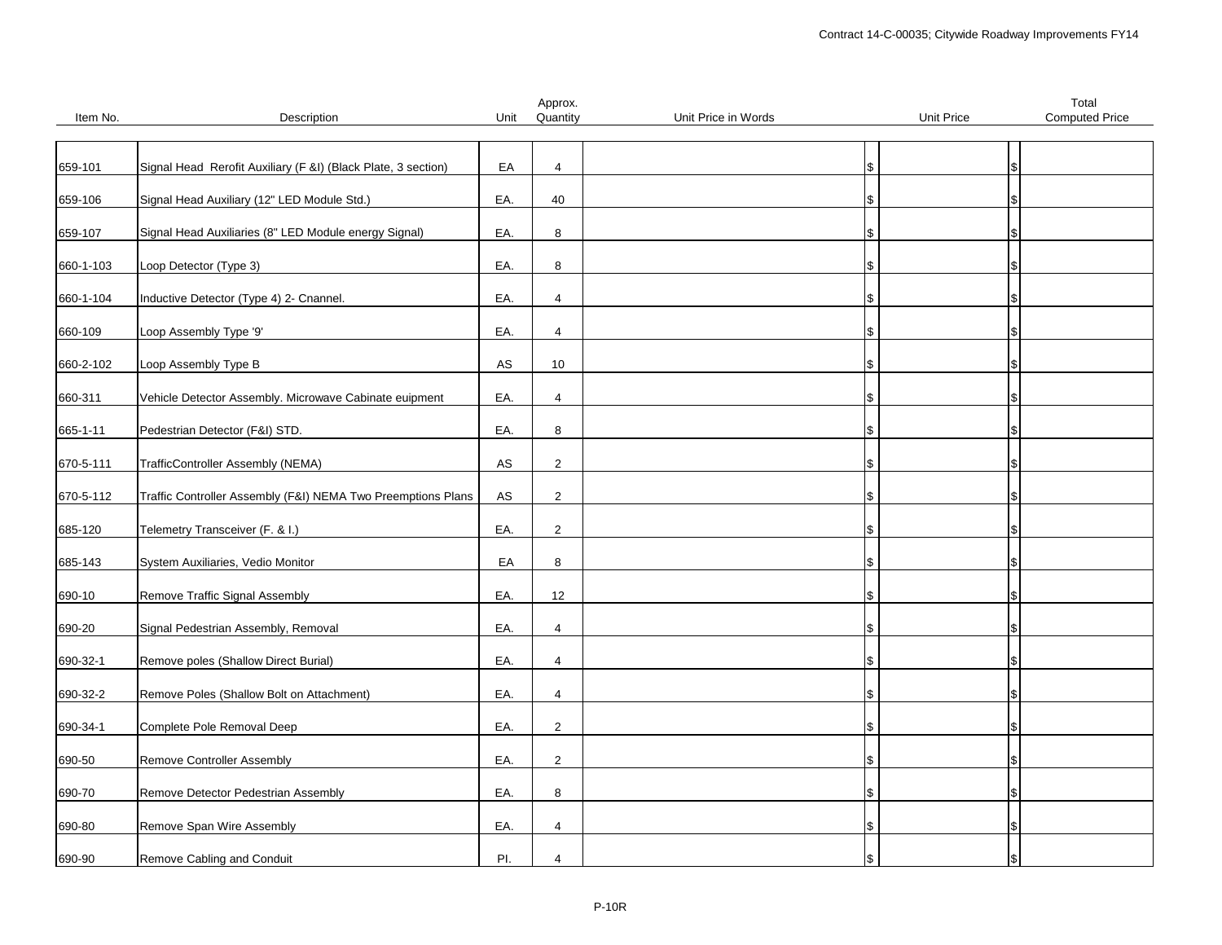| Item No. | Description | Unit | Approx. Quantity | Unit Price in Words | Unit Price | Total Computed Price |
|---|---|---|---|---|---|---|
| 659-101 | Signal Head Rerofit Auxiliary (F &I) (Black Plate, 3 section) | EA | 4 | | $ | $ |
| 659-106 | Signal Head Auxiliary (12" LED Module Std.) | EA. | 40 | | $ | $ |
| 659-107 | Signal Head Auxiliaries (8" LED Module energy Signal) | EA. | 8 | | $ | $ |
| 660-1-103 | Loop Detector (Type 3) | EA. | 8 | | $ | $ |
| 660-1-104 | Inductive Detector (Type 4) 2- Cnannel. | EA. | 4 | | $ | $ |
| 660-109 | Loop Assembly Type '9' | EA. | 4 | | $ | $ |
| 660-2-102 | Loop Assembly Type B | AS | 10 | | $ | $ |
| 660-311 | Vehicle Detector Assembly. Microwave Cabinate euipment | EA. | 4 | | $ | $ |
| 665-1-11 | Pedestrian Detector (F&I) STD. | EA. | 8 | | $ | $ |
| 670-5-111 | TrafficController Assembly (NEMA) | AS | 2 | | $ | $ |
| 670-5-112 | Traffic Controller Assembly (F&I) NEMA Two Preemptions Plans | AS | 2 | | $ | $ |
| 685-120 | Telemetry Transceiver (F. & I.) | EA. | 2 | | $ | $ |
| 685-143 | System Auxiliaries, Vedio Monitor | EA | 8 | | $ | $ |
| 690-10 | Remove Traffic Signal Assembly | EA. | 12 | | $ | $ |
| 690-20 | Signal Pedestrian Assembly, Removal | EA. | 4 | | $ | $ |
| 690-32-1 | Remove poles (Shallow Direct Burial) | EA. | 4 | | $ | $ |
| 690-32-2 | Remove Poles (Shallow Bolt on Attachment) | EA. | 4 | | $ | $ |
| 690-34-1 | Complete Pole Removal Deep | EA. | 2 | | $ | $ |
| 690-50 | Remove Controller Assembly | EA. | 2 | | $ | $ |
| 690-70 | Remove Detector Pedestrian Assembly | EA. | 8 | | $ | $ |
| 690-80 | Remove Span Wire Assembly | EA. | 4 | | $ | $ |
| 690-90 | Remove Cabling and Conduit | PI. | 4 | | $ | $ |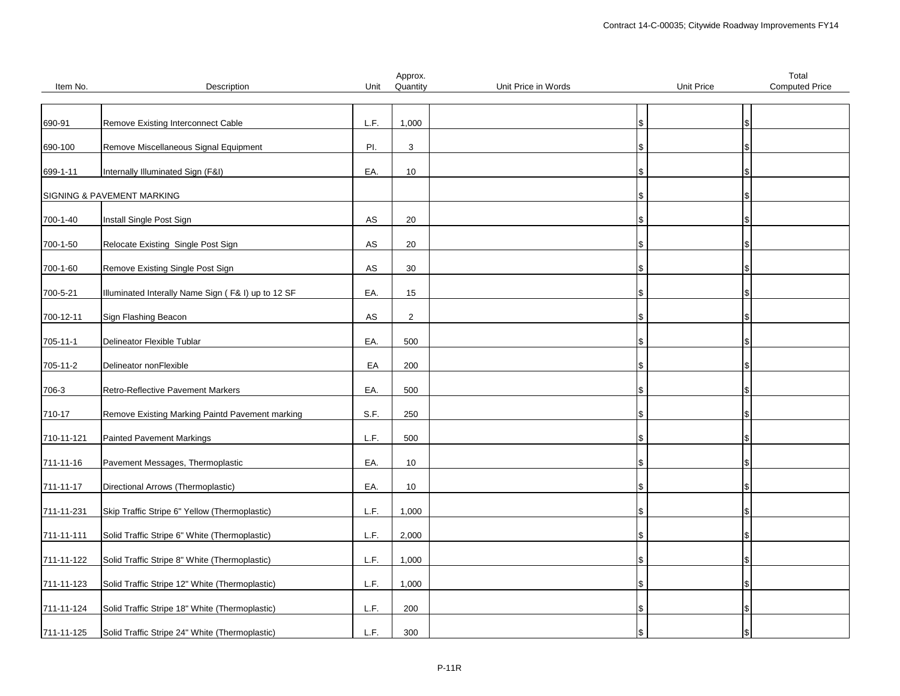| Item No. | Description | Unit | Approx. Quantity | Unit Price in Words | Unit Price | Total Computed Price |
|---|---|---|---|---|---|---|
| 690-91 | Remove Existing Interconnect Cable | L.F. | 1,000 | | $ | $ |
| 690-100 | Remove Miscellaneous Signal Equipment | PI. | 3 | | $ | $ |
| 699-1-11 | Internally Illuminated Sign (F&I) | EA. | 10 | | $ | $ |
| SIGNING & PAVEMENT MARKING | | | | | $ | $ |
| 700-1-40 | Install Single Post Sign | AS | 20 | | $ | $ |
| 700-1-50 | Relocate Existing Single Post Sign | AS | 20 | | $ | $ |
| 700-1-60 | Remove Existing Single Post Sign | AS | 30 | | $ | $ |
| 700-5-21 | Illuminated Interally Name Sign ( F& I) up to 12 SF | EA. | 15 | | $ | $ |
| 700-12-11 | Sign Flashing Beacon | AS | 2 | | $ | $ |
| 705-11-1 | Delineator Flexible Tublar | EA. | 500 | | $ | $ |
| 705-11-2 | Delineator nonFlexible | EA | 200 | | $ | $ |
| 706-3 | Retro-Reflective Pavement Markers | EA. | 500 | | $ | $ |
| 710-17 | Remove Existing Marking Paintd Pavement marking | S.F. | 250 | | $ | $ |
| 710-11-121 | Painted Pavement Markings | L.F. | 500 | | $ | $ |
| 711-11-16 | Pavement Messages, Thermoplastic | EA. | 10 | | $ | $ |
| 711-11-17 | Directional Arrows (Thermoplastic) | EA. | 10 | | $ | $ |
| 711-11-231 | Skip Traffic Stripe 6" Yellow (Thermoplastic) | L.F. | 1,000 | | $ | $ |
| 711-11-111 | Solid Traffic Stripe 6" White (Thermoplastic) | L.F. | 2,000 | | $ | $ |
| 711-11-122 | Solid Traffic Stripe 8" White (Thermoplastic) | L.F. | 1,000 | | $ | $ |
| 711-11-123 | Solid Traffic Stripe 12" White (Thermoplastic) | L.F. | 1,000 | | $ | $ |
| 711-11-124 | Solid Traffic Stripe 18" White (Thermoplastic) | L.F. | 200 | | $ | $ |
| 711-11-125 | Solid Traffic Stripe 24" White (Thermoplastic) | L.F. | 300 | | $ | $ |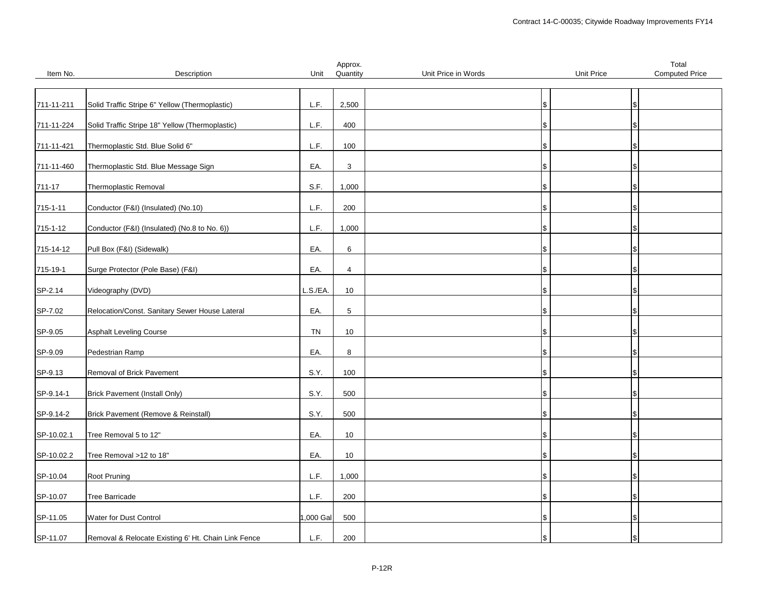| Item No. | Description | Unit | Approx. Quantity | Unit Price in Words | Unit Price | Total Computed Price |
|---|---|---|---|---|---|---|
| 711-11-211 | Solid Traffic Stripe 6" Yellow (Thermoplastic) | L.F. | 2,500 | | $ | $ |
| 711-11-224 | Solid Traffic Stripe 18" Yellow (Thermoplastic) | L.F. | 400 | | $ | $ |
| 711-11-421 | Thermoplastic Std. Blue Solid 6" | L.F. | 100 | | $ | $ |
| 711-11-460 | Thermoplastic Std. Blue Message Sign | EA. | 3 | | $ | $ |
| 711-17 | Thermoplastic Removal | S.F. | 1,000 | | $ | $ |
| 715-1-11 | Conductor (F&I) (Insulated) (No.10) | L.F. | 200 | | $ | $ |
| 715-1-12 | Conductor (F&I) (Insulated) (No.8 to No. 6)) | L.F. | 1,000 | | $ | $ |
| 715-14-12 | Pull Box (F&I) (Sidewalk) | EA. | 6 | | $ | $ |
| 715-19-1 | Surge Protector (Pole Base) (F&I) | EA. | 4 | | $ | $ |
| SP-2.14 | Videography (DVD) | L.S./EA. | 10 | | $ | $ |
| SP-7.02 | Relocation/Const. Sanitary Sewer House Lateral | EA. | 5 | | $ | $ |
| SP-9.05 | Asphalt Leveling Course | TN | 10 | | $ | $ |
| SP-9.09 | Pedestrian Ramp | EA. | 8 | | $ | $ |
| SP-9.13 | Removal of Brick Pavement | S.Y. | 100 | | $ | $ |
| SP-9.14-1 | Brick Pavement (Install Only) | S.Y. | 500 | | $ | $ |
| SP-9.14-2 | Brick Pavement (Remove & Reinstall) | S.Y. | 500 | | $ | $ |
| SP-10.02.1 | Tree Removal 5 to 12" | EA. | 10 | | $ | $ |
| SP-10.02.2 | Tree Removal >12 to 18" | EA. | 10 | | $ | $ |
| SP-10.04 | Root Pruning | L.F. | 1,000 | | $ | $ |
| SP-10.07 | Tree Barricade | L.F. | 200 | | $ | $ |
| SP-11.05 | Water for Dust Control | 1,000 Gal | 500 | | $ | $ |
| SP-11.07 | Removal & Relocate Existing 6' Ht. Chain Link Fence | L.F. | 200 | | $ | $ |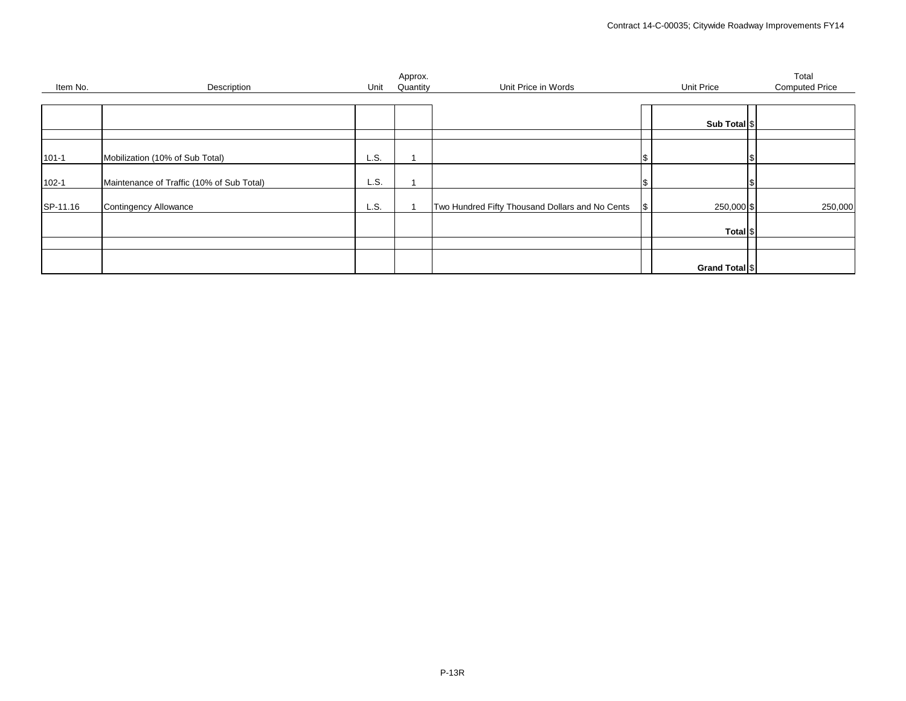| Item No. | Description | Unit | Approx. Quantity | Unit Price in Words | Unit Price | Total Computed Price |
|---|---|---|---|---|---|---|
| | | | | | **Sub Total** | $ |
| | | | | | | |
| 101-1 | Mobilization (10% of Sub Total) | L.S. | 1 | | $ | $ |
| 102-1 | Maintenance of Traffic (10% of Sub Total) | L.S. | 1 | | $ | $ |
| SP-11.16 | Contingency Allowance | L.S. | 1 | Two Hundred Fifty Thousand Dollars and No Cents | $ 250,000 | $ 250,000 |
| | | | | | **Total** | $ |
| | | | | | | |
| | | | | | **Grand Total** | $ |

P-13R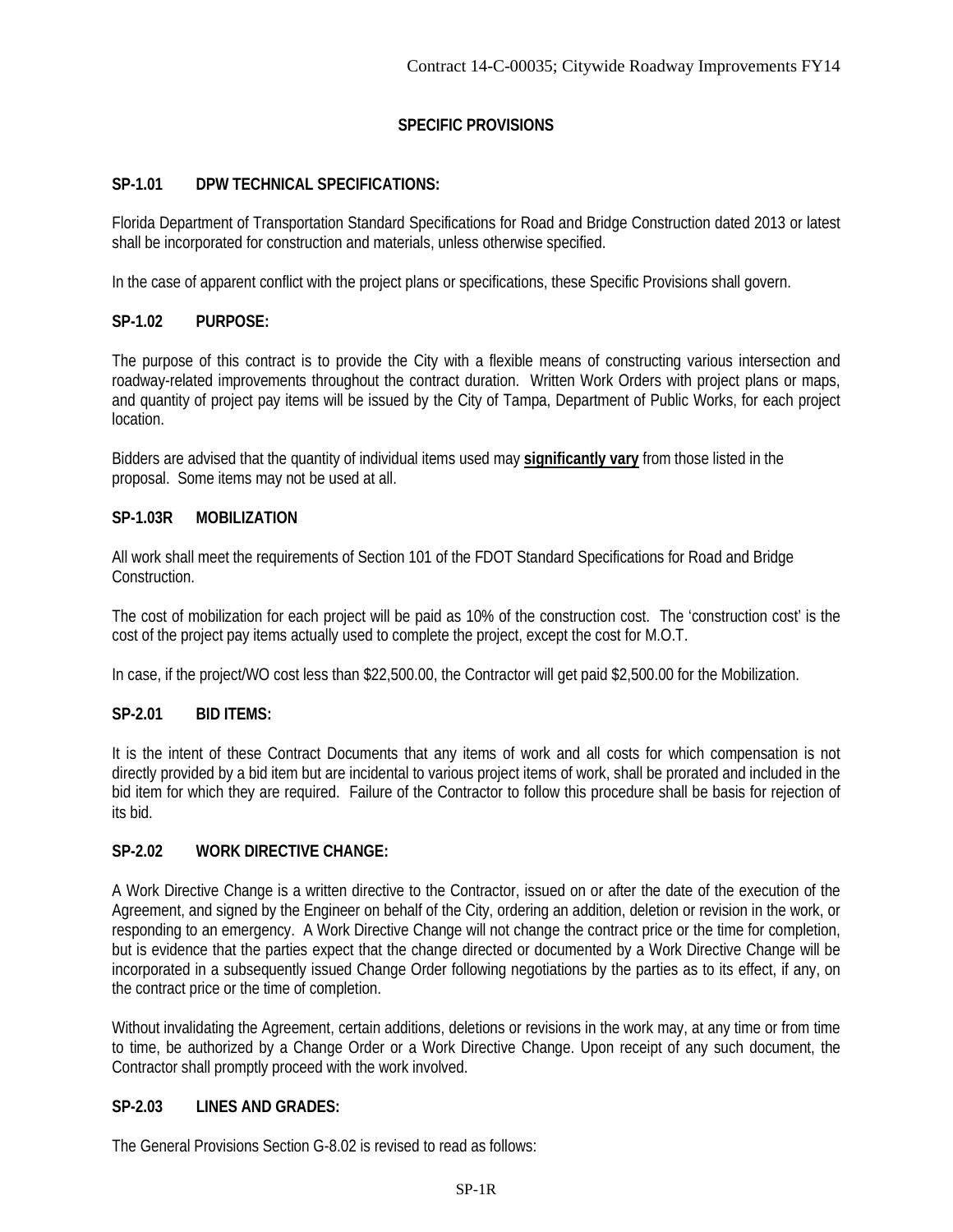## SPECIFIC PROVISIONS

### SP-1.01 DPW TECHNICAL SPECIFICATIONS:

Florida Department of Transportation Standard Specifications for Road and Bridge Construction dated 2013 or latest shall be incorporated for construction and materials, unless otherwise specified.

In the case of apparent conflict with the project plans or specifications, these Specific Provisions shall govern.

### SP-1.02 PURPOSE:

The purpose of this contract is to provide the City with a flexible means of constructing various intersection and roadway-related improvements throughout the contract duration. Written Work Orders with project plans or maps, and quantity of project pay items will be issued by the City of Tampa, Department of Public Works, for each project location.

Bidders are advised that the quantity of individual items used may **significantly vary** from those listed in the proposal. Some items may not be used at all.

### SP-1.03R MOBILIZATION

All work shall meet the requirements of Section 101 of the FDOT Standard Specifications for Road and Bridge Construction.

The cost of mobilization for each project will be paid as 10% of the construction cost. The 'construction cost' is the cost of the project pay items actually used to complete the project, except the cost for M.O.T.

In case, if the project/WO cost less than $22,500.00, the Contractor will get paid $2,500.00 for the Mobilization.

### SP-2.01 BID ITEMS:

It is the intent of these Contract Documents that any items of work and all costs for which compensation is not directly provided by a bid item but are incidental to various project items of work, shall be prorated and included in the bid item for which they are required. Failure of the Contractor to follow this procedure shall be basis for rejection of its bid.

### SP-2.02 WORK DIRECTIVE CHANGE:

A Work Directive Change is a written directive to the Contractor, issued on or after the date of the execution of the Agreement, and signed by the Engineer on behalf of the City, ordering an addition, deletion or revision in the work, or responding to an emergency. A Work Directive Change will not change the contract price or the time for completion, but is evidence that the parties expect that the change directed or documented by a Work Directive Change will be incorporated in a subsequently issued Change Order following negotiations by the parties as to its effect, if any, on the contract price or the time of completion.

Without invalidating the Agreement, certain additions, deletions or revisions in the work may, at any time or from time to time, be authorized by a Change Order or a Work Directive Change. Upon receipt of any such document, the Contractor shall promptly proceed with the work involved.

### SP-2.03 LINES AND GRADES:

The General Provisions Section G-8.02 is revised to read as follows: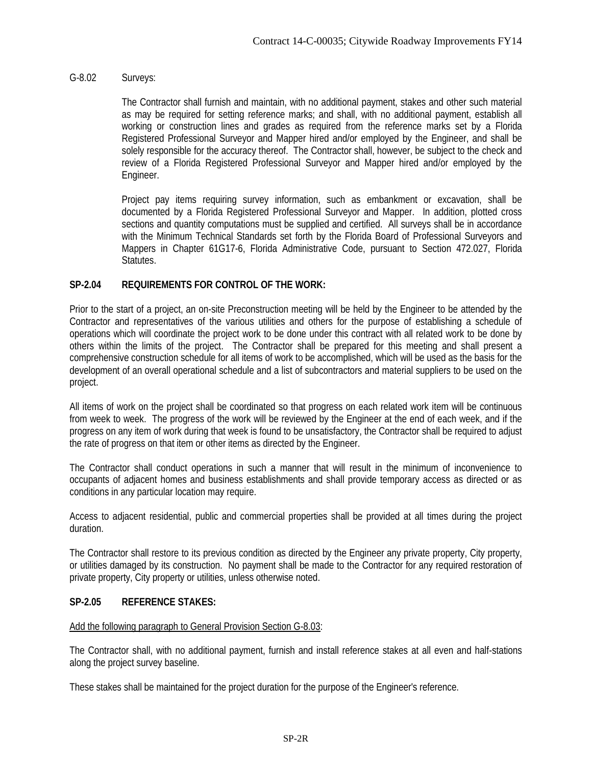G-8.02 Surveys:

The Contractor shall furnish and maintain, with no additional payment, stakes and other such material as may be required for setting reference marks; and shall, with no additional payment, establish all working or construction lines and grades as required from the reference marks set by a Florida Registered Professional Surveyor and Mapper hired and/or employed by the Engineer, and shall be solely responsible for the accuracy thereof. The Contractor shall, however, be subject to the check and review of a Florida Registered Professional Surveyor and Mapper hired and/or employed by the Engineer.

Project pay items requiring survey information, such as embankment or excavation, shall be documented by a Florida Registered Professional Surveyor and Mapper. In addition, plotted cross sections and quantity computations must be supplied and certified. All surveys shall be in accordance with the Minimum Technical Standards set forth by the Florida Board of Professional Surveyors and Mappers in Chapter 61G17-6, Florida Administrative Code, pursuant to Section 472.027, Florida Statutes.

**SP-2.04 REQUIREMENTS FOR CONTROL OF THE WORK:**

Prior to the start of a project, an on-site Preconstruction meeting will be held by the Engineer to be attended by the Contractor and representatives of the various utilities and others for the purpose of establishing a schedule of operations which will coordinate the project work to be done under this contract with all related work to be done by others within the limits of the project. The Contractor shall be prepared for this meeting and shall present a comprehensive construction schedule for all items of work to be accomplished, which will be used as the basis for the development of an overall operational schedule and a list of subcontractors and material suppliers to be used on the project.

All items of work on the project shall be coordinated so that progress on each related work item will be continuous from week to week. The progress of the work will be reviewed by the Engineer at the end of each week, and if the progress on any item of work during that week is found to be unsatisfactory, the Contractor shall be required to adjust the rate of progress on that item or other items as directed by the Engineer.

The Contractor shall conduct operations in such a manner that will result in the minimum of inconvenience to occupants of adjacent homes and business establishments and shall provide temporary access as directed or as conditions in any particular location may require.

Access to adjacent residential, public and commercial properties shall be provided at all times during the project duration.

The Contractor shall restore to its previous condition as directed by the Engineer any private property, City property, or utilities damaged by its construction. No payment shall be made to the Contractor for any required restoration of private property, City property or utilities, unless otherwise noted.

**SP-2.05 REFERENCE STAKES:**

Add the following paragraph to General Provision Section G-8.03:

The Contractor shall, with no additional payment, furnish and install reference stakes at all even and half-stations along the project survey baseline.

These stakes shall be maintained for the project duration for the purpose of the Engineer's reference.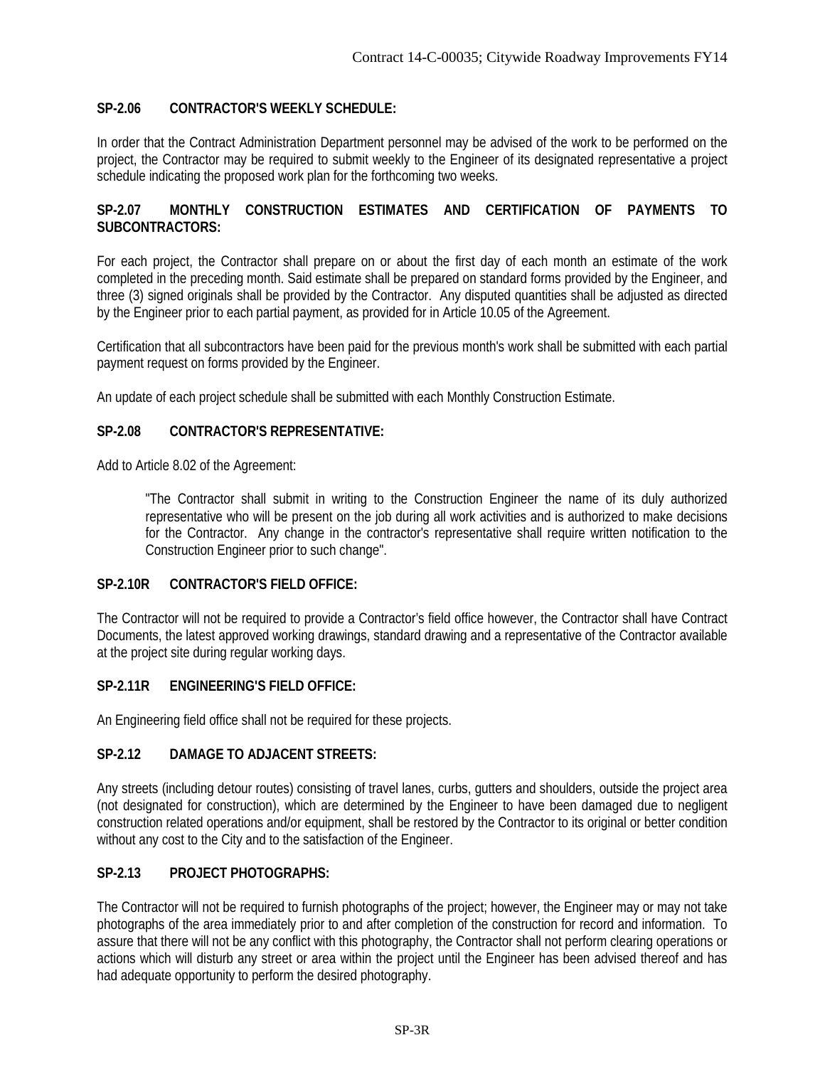**SP-2.06 CONTRACTOR'S WEEKLY SCHEDULE:**

In order that the Contract Administration Department personnel may be advised of the work to be performed on the project, the Contractor may be required to submit weekly to the Engineer of its designated representative a project schedule indicating the proposed work plan for the forthcoming two weeks.

**SP-2.07 MONTHLY CONSTRUCTION ESTIMATES AND CERTIFICATION OF PAYMENTS TO SUBCONTRACTORS:**

For each project, the Contractor shall prepare on or about the first day of each month an estimate of the work completed in the preceding month. Said estimate shall be prepared on standard forms provided by the Engineer, and three (3) signed originals shall be provided by the Contractor. Any disputed quantities shall be adjusted as directed by the Engineer prior to each partial payment, as provided for in Article 10.05 of the Agreement.

Certification that all subcontractors have been paid for the previous month's work shall be submitted with each partial payment request on forms provided by the Engineer.

An update of each project schedule shall be submitted with each Monthly Construction Estimate.

**SP-2.08 CONTRACTOR'S REPRESENTATIVE:**

Add to Article 8.02 of the Agreement:

> "The Contractor shall submit in writing to the Construction Engineer the name of its duly authorized representative who will be present on the job during all work activities and is authorized to make decisions for the Contractor. Any change in the contractor's representative shall require written notification to the Construction Engineer prior to such change".

**SP-2.10R CONTRACTOR'S FIELD OFFICE:**

The Contractor will not be required to provide a Contractor's field office however, the Contractor shall have Contract Documents, the latest approved working drawings, standard drawing and a representative of the Contractor available at the project site during regular working days.

**SP-2.11R ENGINEERING'S FIELD OFFICE:**

An Engineering field office shall not be required for these projects.

**SP-2.12 DAMAGE TO ADJACENT STREETS:**

Any streets (including detour routes) consisting of travel lanes, curbs, gutters and shoulders, outside the project area (not designated for construction), which are determined by the Engineer to have been damaged due to negligent construction related operations and/or equipment, shall be restored by the Contractor to its original or better condition without any cost to the City and to the satisfaction of the Engineer.

**SP-2.13 PROJECT PHOTOGRAPHS:**

The Contractor will not be required to furnish photographs of the project; however, the Engineer may or may not take photographs of the area immediately prior to and after completion of the construction for record and information. To assure that there will not be any conflict with this photography, the Contractor shall not perform clearing operations or actions which will disturb any street or area within the project until the Engineer has been advised thereof and has had adequate opportunity to perform the desired photography.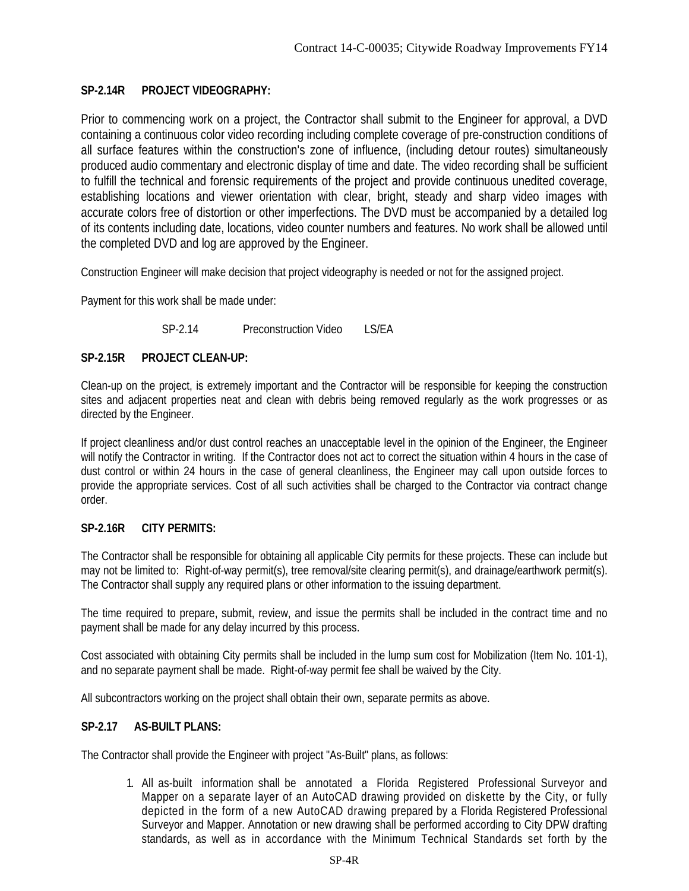**SP-2.14R PROJECT VIDEOGRAPHY:**

Prior to commencing work on a project, the Contractor shall submit to the Engineer for approval, a DVD containing a continuous color video recording including complete coverage of pre-construction conditions of all surface features within the construction's zone of influence, (including detour routes) simultaneously produced audio commentary and electronic display of time and date. The video recording shall be sufficient to fulfill the technical and forensic requirements of the project and provide continuous unedited coverage, establishing locations and viewer orientation with clear, bright, steady and sharp video images with accurate colors free of distortion or other imperfections. The DVD must be accompanied by a detailed log of its contents including date, locations, video counter numbers and features. No work shall be allowed until the completed DVD and log are approved by the Engineer.

Construction Engineer will make decision that project videography is needed or not for the assigned project.

Payment for this work shall be made under:

SP-2.14 Preconstruction Video LS/EA

**SP-2.15R PROJECT CLEAN-UP:**

Clean-up on the project, is extremely important and the Contractor will be responsible for keeping the construction sites and adjacent properties neat and clean with debris being removed regularly as the work progresses or as directed by the Engineer.

If project cleanliness and/or dust control reaches an unacceptable level in the opinion of the Engineer, the Engineer will notify the Contractor in writing. If the Contractor does not act to correct the situation within 4 hours in the case of dust control or within 24 hours in the case of general cleanliness, the Engineer may call upon outside forces to provide the appropriate services. Cost of all such activities shall be charged to the Contractor via contract change order.

**SP-2.16R CITY PERMITS:**

The Contractor shall be responsible for obtaining all applicable City permits for these projects. These can include but may not be limited to: Right-of-way permit(s), tree removal/site clearing permit(s), and drainage/earthwork permit(s). The Contractor shall supply any required plans or other information to the issuing department.

The time required to prepare, submit, review, and issue the permits shall be included in the contract time and no payment shall be made for any delay incurred by this process.

Cost associated with obtaining City permits shall be included in the lump sum cost for Mobilization (Item No. 101-1), and no separate payment shall be made. Right-of-way permit fee shall be waived by the City.

All subcontractors working on the project shall obtain their own, separate permits as above.

**SP-2.17 AS-BUILT PLANS:**

The Contractor shall provide the Engineer with project "As-Built" plans, as follows:

1. All as-built information shall be annotated a Florida Registered Professional Surveyor and Mapper on a separate layer of an AutoCAD drawing provided on diskette by the City, or fully depicted in the form of a new AutoCAD drawing prepared by a Florida Registered Professional Surveyor and Mapper. Annotation or new drawing shall be performed according to City DPW drafting standards, as well as in accordance with the Minimum Technical Standards set forth by the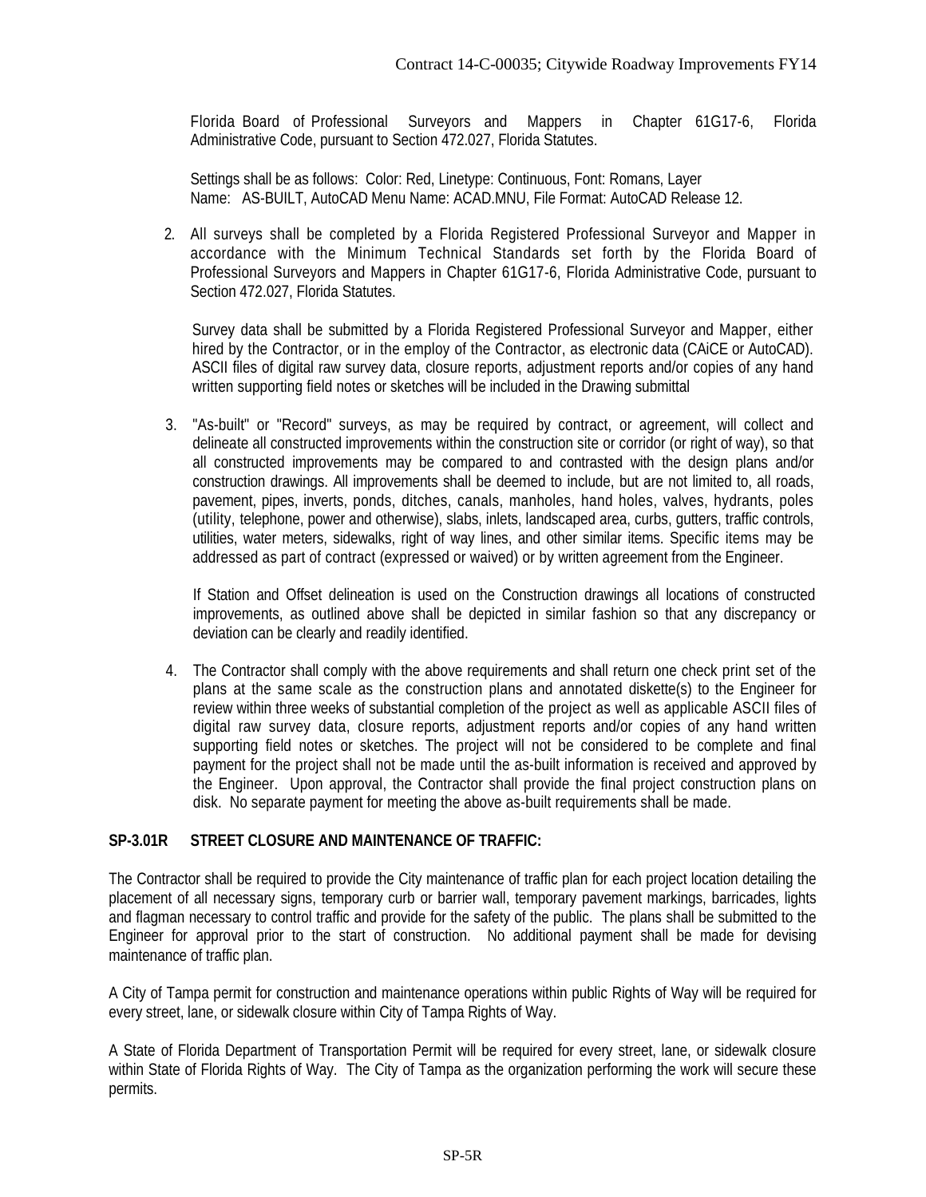Florida Board of Professional Surveyors and Mappers in Chapter 61G17-6, Florida Administrative Code, pursuant to Section 472.027, Florida Statutes.

Settings shall be as follows: Color: Red, Linetype: Continuous, Font: Romans, Layer Name: AS-BUILT, AutoCAD Menu Name: ACAD.MNU, File Format: AutoCAD Release 12.

2. All surveys shall be completed by a Florida Registered Professional Surveyor and Mapper in accordance with the Minimum Technical Standards set forth by the Florida Board of Professional Surveyors and Mappers in Chapter 61G17-6, Florida Administrative Code, pursuant to Section 472.027, Florida Statutes.

   Survey data shall be submitted by a Florida Registered Professional Surveyor and Mapper, either hired by the Contractor, or in the employ of the Contractor, as electronic data (CAiCE or AutoCAD). ASCII files of digital raw survey data, closure reports, adjustment reports and/or copies of any hand written supporting field notes or sketches will be included in the Drawing submittal

3. "As-built" or "Record" surveys, as may be required by contract, or agreement, will collect and delineate all constructed improvements within the construction site or corridor (or right of way), so that all constructed improvements may be compared to and contrasted with the design plans and/or construction drawings. All improvements shall be deemed to include, but are not limited to, all roads, pavement, pipes, inverts, ponds, ditches, canals, manholes, hand holes, valves, hydrants, poles (utility, telephone, power and otherwise), slabs, inlets, landscaped area, curbs, gutters, traffic controls, utilities, water meters, sidewalks, right of way lines, and other similar items. Specific items may be addressed as part of contract (expressed or waived) or by written agreement from the Engineer.

   If Station and Offset delineation is used on the Construction drawings all locations of constructed improvements, as outlined above shall be depicted in similar fashion so that any discrepancy or deviation can be clearly and readily identified.

4. The Contractor shall comply with the above requirements and shall return one check print set of the plans at the same scale as the construction plans and annotated diskette(s) to the Engineer for review within three weeks of substantial completion of the project as well as applicable ASCII files of digital raw survey data, closure reports, adjustment reports and/or copies of any hand written supporting field notes or sketches. The project will not be considered to be complete and final payment for the project shall not be made until the as-built information is received and approved by the Engineer. Upon approval, the Contractor shall provide the final project construction plans on disk. No separate payment for meeting the above as-built requirements shall be made.

**SP-3.01R STREET CLOSURE AND MAINTENANCE OF TRAFFIC:**

The Contractor shall be required to provide the City maintenance of traffic plan for each project location detailing the placement of all necessary signs, temporary curb or barrier wall, temporary pavement markings, barricades, lights and flagman necessary to control traffic and provide for the safety of the public. The plans shall be submitted to the Engineer for approval prior to the start of construction. No additional payment shall be made for devising maintenance of traffic plan.

A City of Tampa permit for construction and maintenance operations within public Rights of Way will be required for every street, lane, or sidewalk closure within City of Tampa Rights of Way.

A State of Florida Department of Transportation Permit will be required for every street, lane, or sidewalk closure within State of Florida Rights of Way. The City of Tampa as the organization performing the work will secure these permits.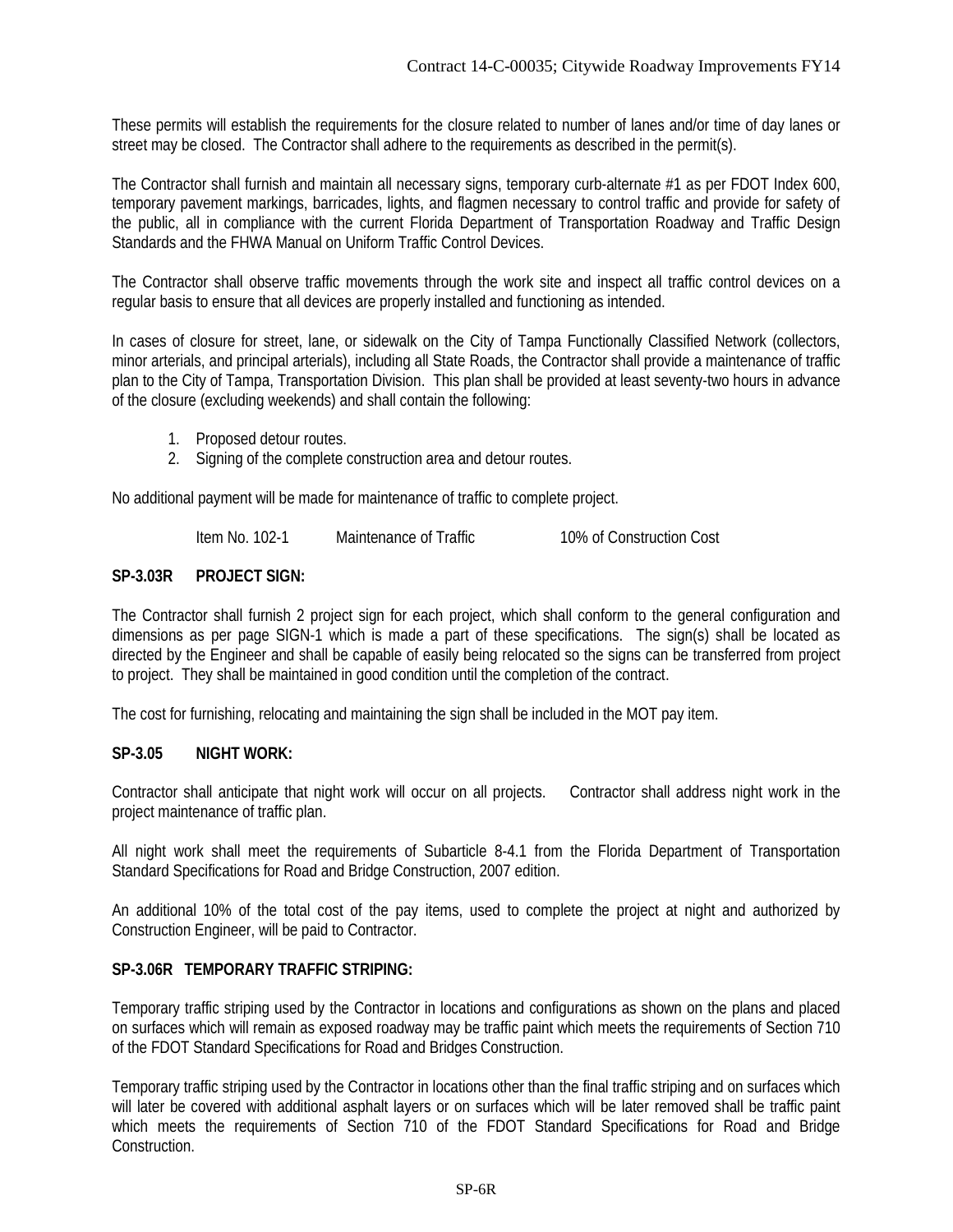These permits will establish the requirements for the closure related to number of lanes and/or time of day lanes or street may be closed. The Contractor shall adhere to the requirements as described in the permit(s).

The Contractor shall furnish and maintain all necessary signs, temporary curb-alternate #1 as per FDOT Index 600, temporary pavement markings, barricades, lights, and flagmen necessary to control traffic and provide for safety of the public, all in compliance with the current Florida Department of Transportation Roadway and Traffic Design Standards and the FHWA Manual on Uniform Traffic Control Devices.

The Contractor shall observe traffic movements through the work site and inspect all traffic control devices on a regular basis to ensure that all devices are properly installed and functioning as intended.

In cases of closure for street, lane, or sidewalk on the City of Tampa Functionally Classified Network (collectors, minor arterials, and principal arterials), including all State Roads, the Contractor shall provide a maintenance of traffic plan to the City of Tampa, Transportation Division. This plan shall be provided at least seventy-two hours in advance of the closure (excluding weekends) and shall contain the following:

1. Proposed detour routes.
2. Signing of the complete construction area and detour routes.

No additional payment will be made for maintenance of traffic to complete project.

| Item No. 102-1 | Maintenance of Traffic | 10% of Construction Cost |
|---|---|---|

**SP-3.03R PROJECT SIGN:**

The Contractor shall furnish 2 project sign for each project, which shall conform to the general configuration and dimensions as per page SIGN-1 which is made a part of these specifications. The sign(s) shall be located as directed by the Engineer and shall be capable of easily being relocated so the signs can be transferred from project to project. They shall be maintained in good condition until the completion of the contract.

The cost for furnishing, relocating and maintaining the sign shall be included in the MOT pay item.

**SP-3.05 NIGHT WORK:**

Contractor shall anticipate that night work will occur on all projects. Contractor shall address night work in the project maintenance of traffic plan.

All night work shall meet the requirements of Subarticle 8-4.1 from the Florida Department of Transportation Standard Specifications for Road and Bridge Construction, 2007 edition.

An additional 10% of the total cost of the pay items, used to complete the project at night and authorized by Construction Engineer, will be paid to Contractor.

**SP-3.06R TEMPORARY TRAFFIC STRIPING:**

Temporary traffic striping used by the Contractor in locations and configurations as shown on the plans and placed on surfaces which will remain as exposed roadway may be traffic paint which meets the requirements of Section 710 of the FDOT Standard Specifications for Road and Bridges Construction.

Temporary traffic striping used by the Contractor in locations other than the final traffic striping and on surfaces which will later be covered with additional asphalt layers or on surfaces which will be later removed shall be traffic paint which meets the requirements of Section 710 of the FDOT Standard Specifications for Road and Bridge Construction.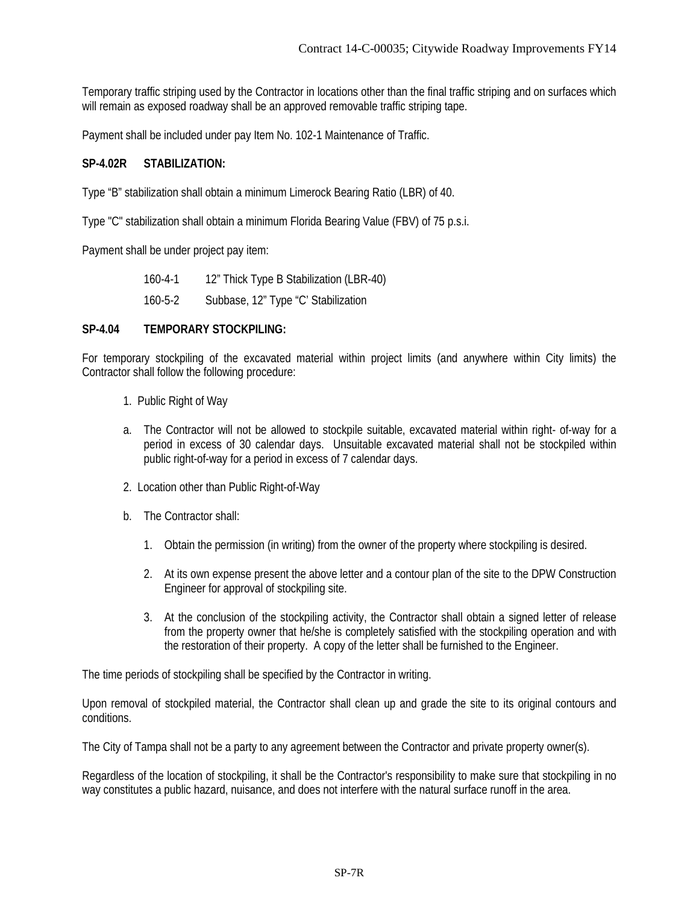Temporary traffic striping used by the Contractor in locations other than the final traffic striping and on surfaces which will remain as exposed roadway shall be an approved removable traffic striping tape.

Payment shall be included under pay Item No. 102-1 Maintenance of Traffic.

**SP-4.02R STABILIZATION:**

Type "B" stabilization shall obtain a minimum Limerock Bearing Ratio (LBR) of 40.

Type "C" stabilization shall obtain a minimum Florida Bearing Value (FBV) of 75 p.s.i.

Payment shall be under project pay item:

160-4-1 12" Thick Type B Stabilization (LBR-40)

160-5-2 Subbase, 12" Type "C' Stabilization

**SP-4.04 TEMPORARY STOCKPILING:**

For temporary stockpiling of the excavated material within project limits (and anywhere within City limits) the Contractor shall follow the following procedure:

1. Public Right of Way

a. The Contractor will not be allowed to stockpile suitable, excavated material within right- of-way for a period in excess of 30 calendar days. Unsuitable excavated material shall not be stockpiled within public right-of-way for a period in excess of 7 calendar days.

2. Location other than Public Right-of-Way

b. The Contractor shall:

   1. Obtain the permission (in writing) from the owner of the property where stockpiling is desired.

   2. At its own expense present the above letter and a contour plan of the site to the DPW Construction Engineer for approval of stockpiling site.

   3. At the conclusion of the stockpiling activity, the Contractor shall obtain a signed letter of release from the property owner that he/she is completely satisfied with the stockpiling operation and with the restoration of their property. A copy of the letter shall be furnished to the Engineer.

The time periods of stockpiling shall be specified by the Contractor in writing.

Upon removal of stockpiled material, the Contractor shall clean up and grade the site to its original contours and conditions.

The City of Tampa shall not be a party to any agreement between the Contractor and private property owner(s).

Regardless of the location of stockpiling, it shall be the Contractor's responsibility to make sure that stockpiling in no way constitutes a public hazard, nuisance, and does not interfere with the natural surface runoff in the area.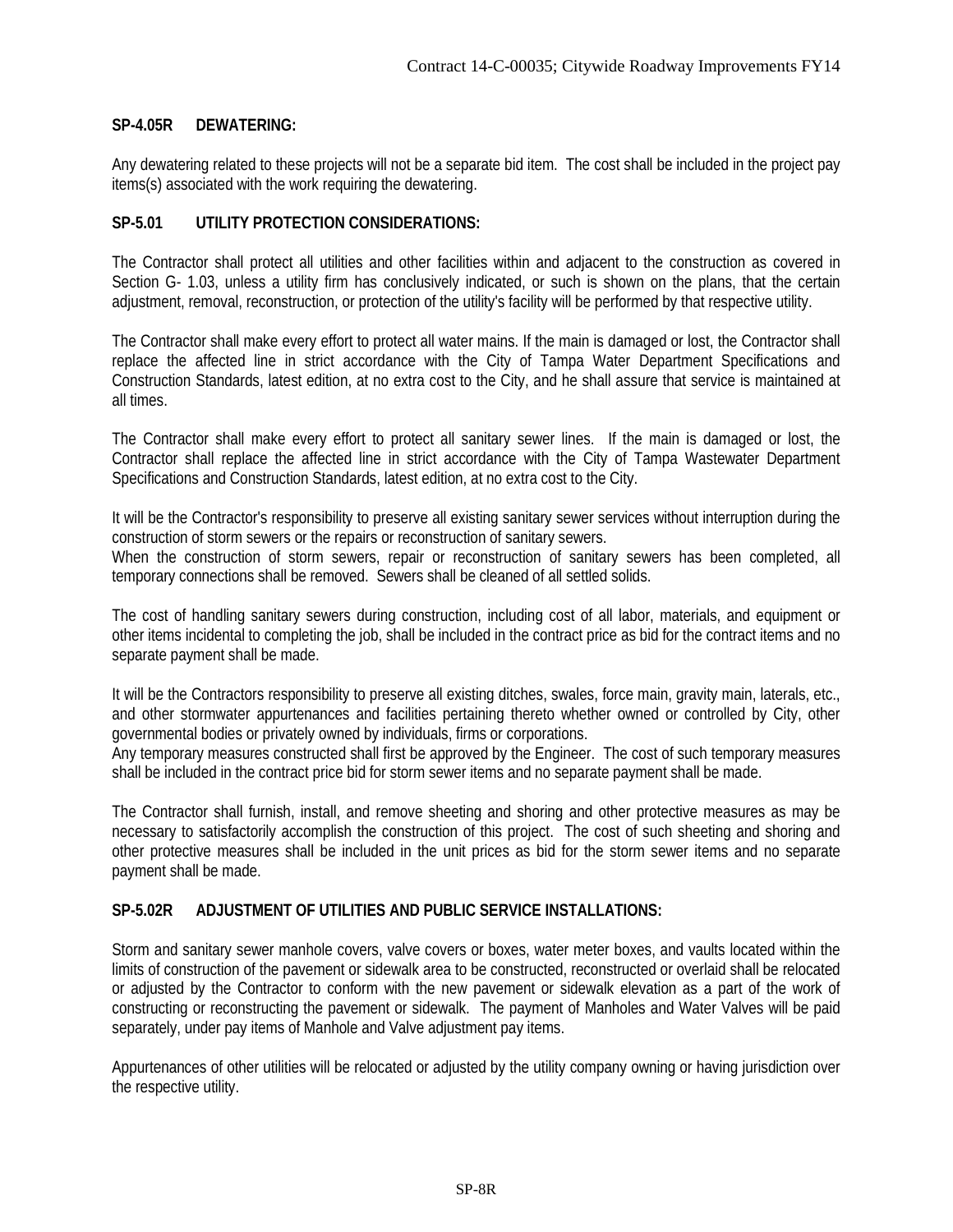## SP-4.05R DEWATERING:

Any dewatering related to these projects will not be a separate bid item. The cost shall be included in the project pay items(s) associated with the work requiring the dewatering.

## SP-5.01 UTILITY PROTECTION CONSIDERATIONS:

The Contractor shall protect all utilities and other facilities within and adjacent to the construction as covered in Section G- 1.03, unless a utility firm has conclusively indicated, or such is shown on the plans, that the certain adjustment, removal, reconstruction, or protection of the utility's facility will be performed by that respective utility.

The Contractor shall make every effort to protect all water mains. If the main is damaged or lost, the Contractor shall replace the affected line in strict accordance with the City of Tampa Water Department Specifications and Construction Standards, latest edition, at no extra cost to the City, and he shall assure that service is maintained at all times.

The Contractor shall make every effort to protect all sanitary sewer lines. If the main is damaged or lost, the Contractor shall replace the affected line in strict accordance with the City of Tampa Wastewater Department Specifications and Construction Standards, latest edition, at no extra cost to the City.

It will be the Contractor's responsibility to preserve all existing sanitary sewer services without interruption during the construction of storm sewers or the repairs or reconstruction of sanitary sewers.
When the construction of storm sewers, repair or reconstruction of sanitary sewers has been completed, all temporary connections shall be removed. Sewers shall be cleaned of all settled solids.

The cost of handling sanitary sewers during construction, including cost of all labor, materials, and equipment or other items incidental to completing the job, shall be included in the contract price as bid for the contract items and no separate payment shall be made.

It will be the Contractors responsibility to preserve all existing ditches, swales, force main, gravity main, laterals, etc., and other stormwater appurtenances and facilities pertaining thereto whether owned or controlled by City, other governmental bodies or privately owned by individuals, firms or corporations.
Any temporary measures constructed shall first be approved by the Engineer. The cost of such temporary measures shall be included in the contract price bid for storm sewer items and no separate payment shall be made.

The Contractor shall furnish, install, and remove sheeting and shoring and other protective measures as may be necessary to satisfactorily accomplish the construction of this project. The cost of such sheeting and shoring and other protective measures shall be included in the unit prices as bid for the storm sewer items and no separate payment shall be made.

## SP-5.02R ADJUSTMENT OF UTILITIES AND PUBLIC SERVICE INSTALLATIONS:

Storm and sanitary sewer manhole covers, valve covers or boxes, water meter boxes, and vaults located within the limits of construction of the pavement or sidewalk area to be constructed, reconstructed or overlaid shall be relocated or adjusted by the Contractor to conform with the new pavement or sidewalk elevation as a part of the work of constructing or reconstructing the pavement or sidewalk. The payment of Manholes and Water Valves will be paid separately, under pay items of Manhole and Valve adjustment pay items.

Appurtenances of other utilities will be relocated or adjusted by the utility company owning or having jurisdiction over the respective utility.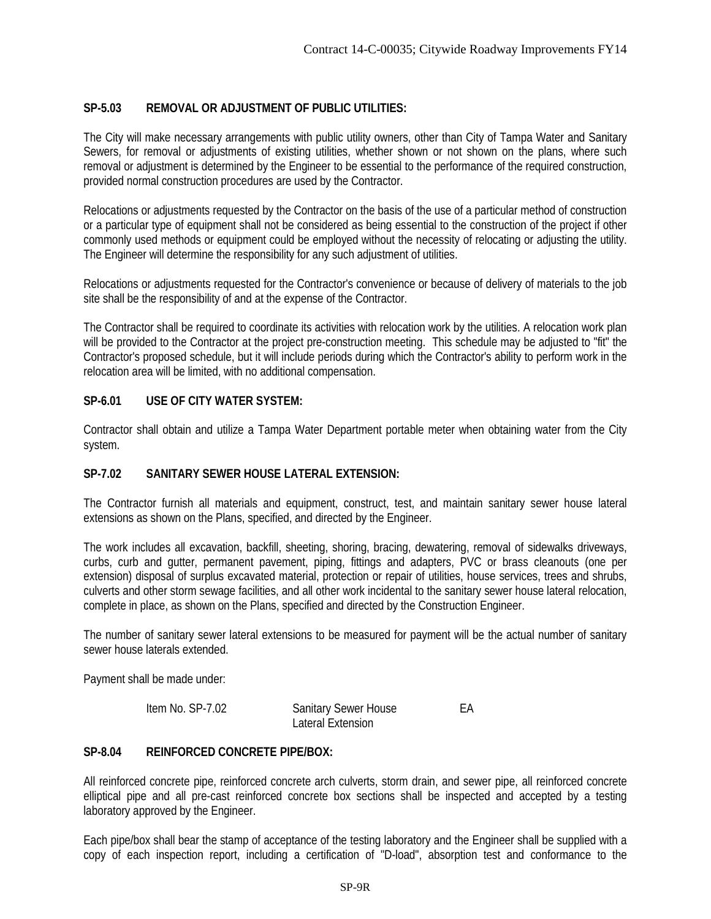**SP-5.03 REMOVAL OR ADJUSTMENT OF PUBLIC UTILITIES:**

The City will make necessary arrangements with public utility owners, other than City of Tampa Water and Sanitary Sewers, for removal or adjustments of existing utilities, whether shown or not shown on the plans, where such removal or adjustment is determined by the Engineer to be essential to the performance of the required construction, provided normal construction procedures are used by the Contractor.

Relocations or adjustments requested by the Contractor on the basis of the use of a particular method of construction or a particular type of equipment shall not be considered as being essential to the construction of the project if other commonly used methods or equipment could be employed without the necessity of relocating or adjusting the utility. The Engineer will determine the responsibility for any such adjustment of utilities.

Relocations or adjustments requested for the Contractor's convenience or because of delivery of materials to the job site shall be the responsibility of and at the expense of the Contractor.

The Contractor shall be required to coordinate its activities with relocation work by the utilities. A relocation work plan will be provided to the Contractor at the project pre-construction meeting. This schedule may be adjusted to "fit" the Contractor's proposed schedule, but it will include periods during which the Contractor's ability to perform work in the relocation area will be limited, with no additional compensation.

**SP-6.01 USE OF CITY WATER SYSTEM:**

Contractor shall obtain and utilize a Tampa Water Department portable meter when obtaining water from the City system.

**SP-7.02 SANITARY SEWER HOUSE LATERAL EXTENSION:**

The Contractor furnish all materials and equipment, construct, test, and maintain sanitary sewer house lateral extensions as shown on the Plans, specified, and directed by the Engineer.

The work includes all excavation, backfill, sheeting, shoring, bracing, dewatering, removal of sidewalks driveways, curbs, curb and gutter, permanent pavement, piping, fittings and adapters, PVC or brass cleanouts (one per extension) disposal of surplus excavated material, protection or repair of utilities, house services, trees and shrubs, culverts and other storm sewage facilities, and all other work incidental to the sanitary sewer house lateral relocation, complete in place, as shown on the Plans, specified and directed by the Construction Engineer.

The number of sanitary sewer lateral extensions to be measured for payment will be the actual number of sanitary sewer house laterals extended.

Payment shall be made under:

| | | |
|---|---|---|
| Item No. SP-7.02 | Sanitary Sewer House Lateral Extension | EA |

**SP-8.04 REINFORCED CONCRETE PIPE/BOX:**

All reinforced concrete pipe, reinforced concrete arch culverts, storm drain, and sewer pipe, all reinforced concrete elliptical pipe and all pre-cast reinforced concrete box sections shall be inspected and accepted by a testing laboratory approved by the Engineer.

Each pipe/box shall bear the stamp of acceptance of the testing laboratory and the Engineer shall be supplied with a copy of each inspection report, including a certification of "D-load", absorption test and conformance to the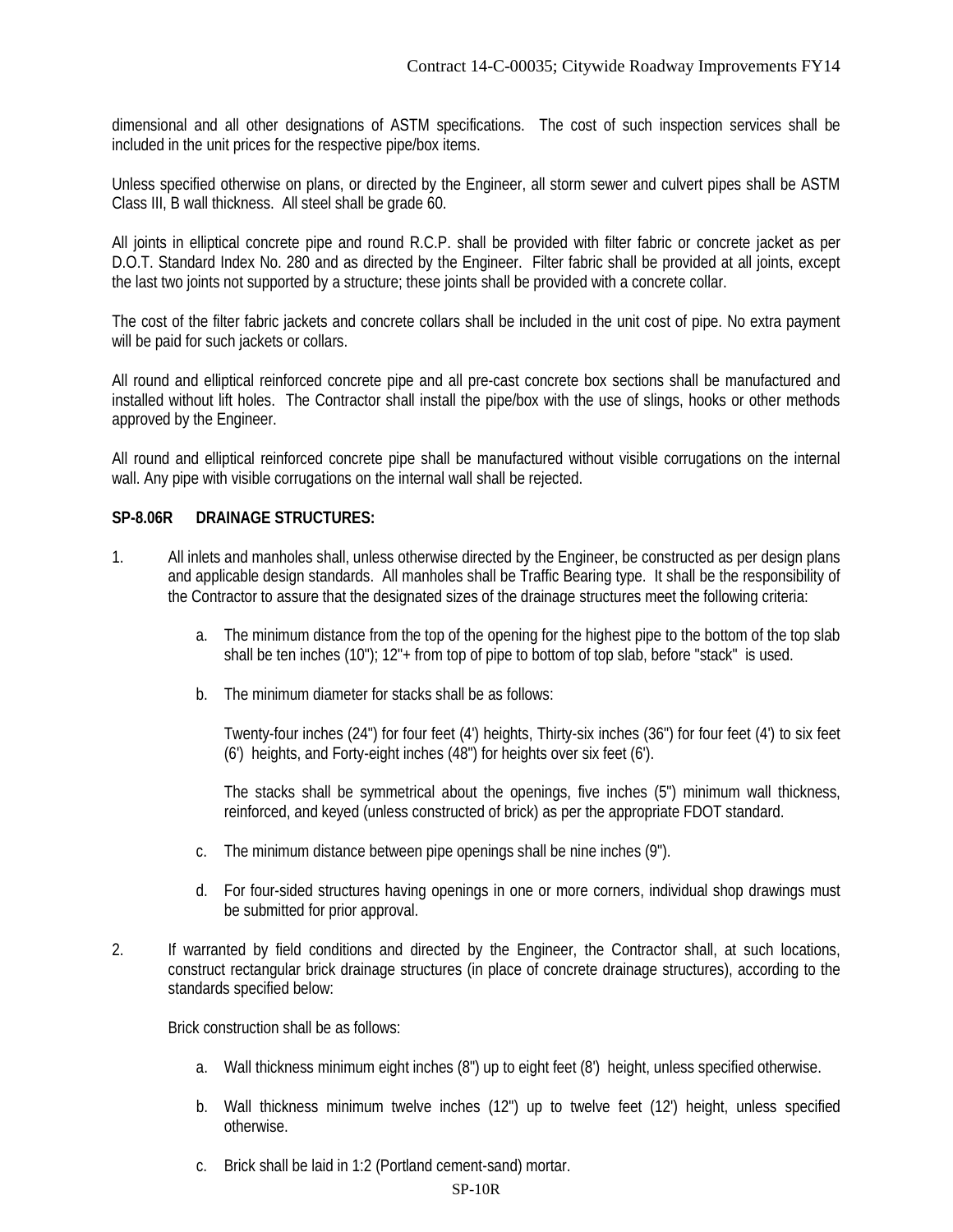dimensional and all other designations of ASTM specifications. The cost of such inspection services shall be included in the unit prices for the respective pipe/box items.

Unless specified otherwise on plans, or directed by the Engineer, all storm sewer and culvert pipes shall be ASTM Class III, B wall thickness. All steel shall be grade 60.

All joints in elliptical concrete pipe and round R.C.P. shall be provided with filter fabric or concrete jacket as per D.O.T. Standard Index No. 280 and as directed by the Engineer. Filter fabric shall be provided at all joints, except the last two joints not supported by a structure; these joints shall be provided with a concrete collar.

The cost of the filter fabric jackets and concrete collars shall be included in the unit cost of pipe. No extra payment will be paid for such jackets or collars.

All round and elliptical reinforced concrete pipe and all pre-cast concrete box sections shall be manufactured and installed without lift holes. The Contractor shall install the pipe/box with the use of slings, hooks or other methods approved by the Engineer.

All round and elliptical reinforced concrete pipe shall be manufactured without visible corrugations on the internal wall. Any pipe with visible corrugations on the internal wall shall be rejected.

**SP-8.06R DRAINAGE STRUCTURES:**

1. All inlets and manholes shall, unless otherwise directed by the Engineer, be constructed as per design plans and applicable design standards. All manholes shall be Traffic Bearing type. It shall be the responsibility of the Contractor to assure that the designated sizes of the drainage structures meet the following criteria:

   a. The minimum distance from the top of the opening for the highest pipe to the bottom of the top slab shall be ten inches (10"); 12"+ from top of pipe to bottom of top slab, before "stack" is used.

   b. The minimum diameter for stacks shall be as follows:

      Twenty-four inches (24") for four feet (4') heights, Thirty-six inches (36") for four feet (4') to six feet (6') heights, and Forty-eight inches (48") for heights over six feet (6').

      The stacks shall be symmetrical about the openings, five inches (5") minimum wall thickness, reinforced, and keyed (unless constructed of brick) as per the appropriate FDOT standard.

   c. The minimum distance between pipe openings shall be nine inches (9").

   d. For four-sided structures having openings in one or more corners, individual shop drawings must be submitted for prior approval.

2. If warranted by field conditions and directed by the Engineer, the Contractor shall, at such locations, construct rectangular brick drainage structures (in place of concrete drainage structures), according to the standards specified below:

   Brick construction shall be as follows:

   a. Wall thickness minimum eight inches (8") up to eight feet (8') height, unless specified otherwise.

   b. Wall thickness minimum twelve inches (12") up to twelve feet (12') height, unless specified otherwise.

   c. Brick shall be laid in 1:2 (Portland cement-sand) mortar.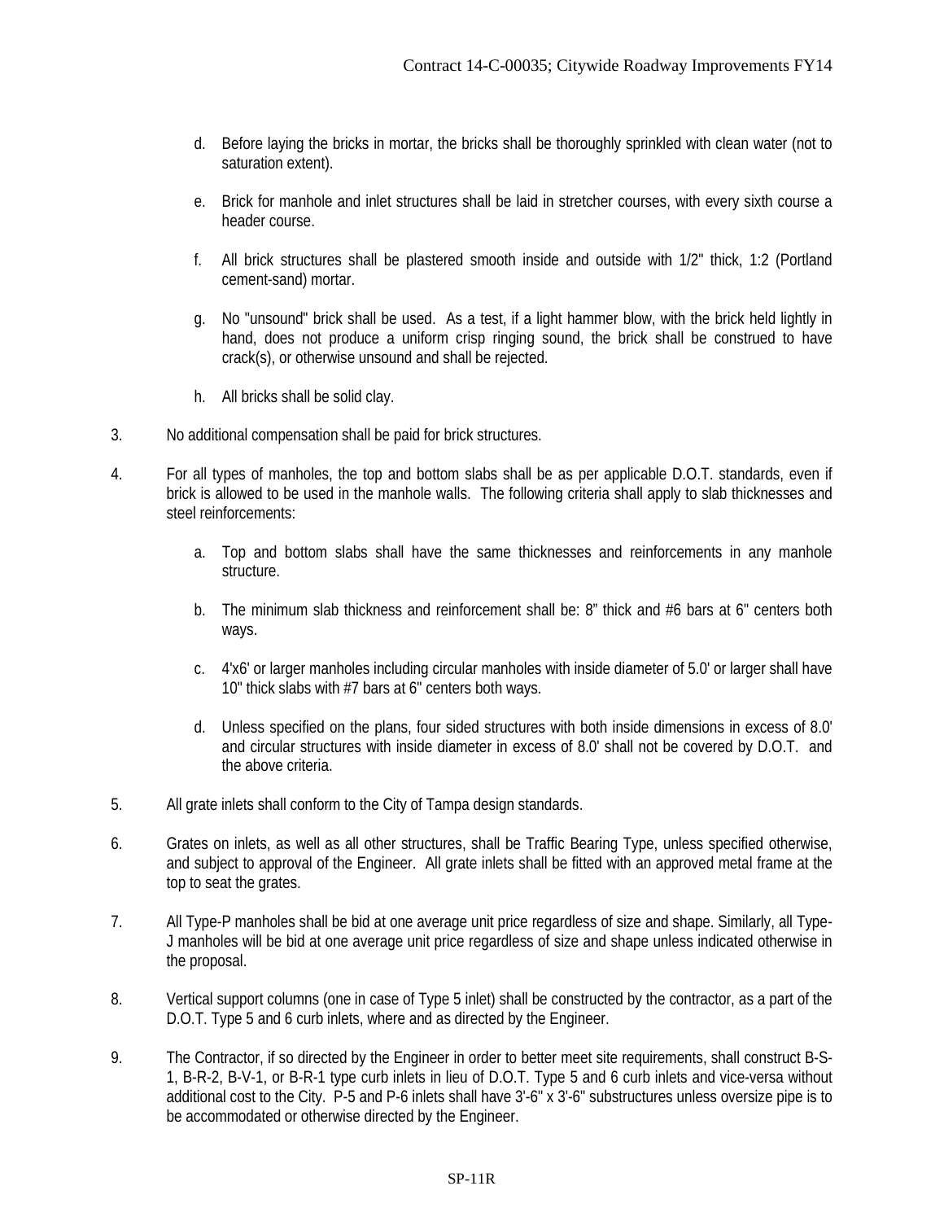d. Before laying the bricks in mortar, the bricks shall be thoroughly sprinkled with clean water (not to saturation extent).

e. Brick for manhole and inlet structures shall be laid in stretcher courses, with every sixth course a header course.

f. All brick structures shall be plastered smooth inside and outside with 1/2" thick, 1:2 (Portland cement-sand) mortar.

g. No "unsound" brick shall be used. As a test, if a light hammer blow, with the brick held lightly in hand, does not produce a uniform crisp ringing sound, the brick shall be construed to have crack(s), or otherwise unsound and shall be rejected.

h. All bricks shall be solid clay.

3. No additional compensation shall be paid for brick structures.

4. For all types of manholes, the top and bottom slabs shall be as per applicable D.O.T. standards, even if brick is allowed to be used in the manhole walls. The following criteria shall apply to slab thicknesses and steel reinforcements:

   a. Top and bottom slabs shall have the same thicknesses and reinforcements in any manhole structure.

   b. The minimum slab thickness and reinforcement shall be: 8" thick and #6 bars at 6" centers both ways.

   c. 4'x6' or larger manholes including circular manholes with inside diameter of 5.0' or larger shall have 10" thick slabs with #7 bars at 6" centers both ways.

   d. Unless specified on the plans, four sided structures with both inside dimensions in excess of 8.0' and circular structures with inside diameter in excess of 8.0' shall not be covered by D.O.T. and the above criteria.

5. All grate inlets shall conform to the City of Tampa design standards.

6. Grates on inlets, as well as all other structures, shall be Traffic Bearing Type, unless specified otherwise, and subject to approval of the Engineer. All grate inlets shall be fitted with an approved metal frame at the top to seat the grates.

7. All Type-P manholes shall be bid at one average unit price regardless of size and shape. Similarly, all Type-J manholes will be bid at one average unit price regardless of size and shape unless indicated otherwise in the proposal.

8. Vertical support columns (one in case of Type 5 inlet) shall be constructed by the contractor, as a part of the D.O.T. Type 5 and 6 curb inlets, where and as directed by the Engineer.

9. The Contractor, if so directed by the Engineer in order to better meet site requirements, shall construct B-S-1, B-R-2, B-V-1, or B-R-1 type curb inlets in lieu of D.O.T. Type 5 and 6 curb inlets and vice-versa without additional cost to the City. P-5 and P-6 inlets shall have 3'-6" x 3'-6" substructures unless oversize pipe is to be accommodated or otherwise directed by the Engineer.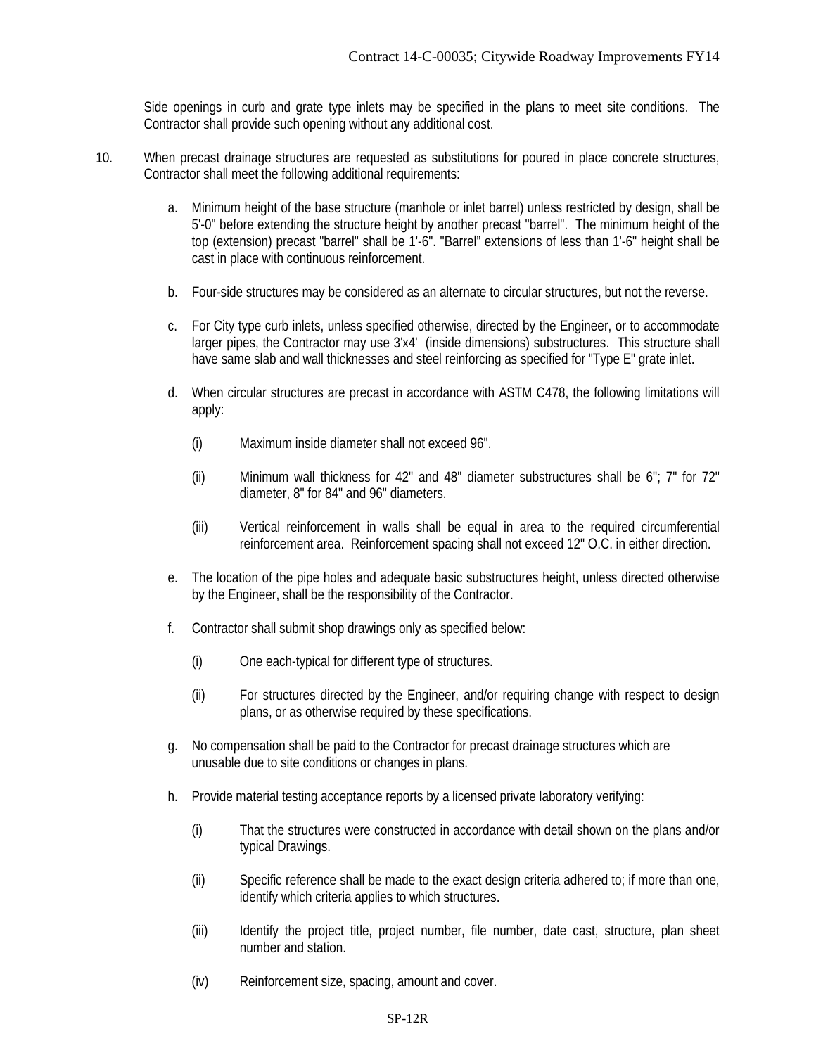Side openings in curb and grate type inlets may be specified in the plans to meet site conditions. The Contractor shall provide such opening without any additional cost.

10. When precast drainage structures are requested as substitutions for poured in place concrete structures, Contractor shall meet the following additional requirements:

    a. Minimum height of the base structure (manhole or inlet barrel) unless restricted by design, shall be 5'-0" before extending the structure height by another precast "barrel". The minimum height of the top (extension) precast "barrel" shall be 1'-6". "Barrel" extensions of less than 1'-6" height shall be cast in place with continuous reinforcement.

    b. Four-side structures may be considered as an alternate to circular structures, but not the reverse.

    c. For City type curb inlets, unless specified otherwise, directed by the Engineer, or to accommodate larger pipes, the Contractor may use 3'x4' (inside dimensions) substructures. This structure shall have same slab and wall thicknesses and steel reinforcing as specified for "Type E" grate inlet.

    d. When circular structures are precast in accordance with ASTM C478, the following limitations will apply:

        (i) Maximum inside diameter shall not exceed 96".

        (ii) Minimum wall thickness for 42" and 48" diameter substructures shall be 6"; 7" for 72" diameter, 8" for 84" and 96" diameters.

        (iii) Vertical reinforcement in walls shall be equal in area to the required circumferential reinforcement area. Reinforcement spacing shall not exceed 12" O.C. in either direction.

    e. The location of the pipe holes and adequate basic substructures height, unless directed otherwise by the Engineer, shall be the responsibility of the Contractor.

    f. Contractor shall submit shop drawings only as specified below:

        (i) One each-typical for different type of structures.

        (ii) For structures directed by the Engineer, and/or requiring change with respect to design plans, or as otherwise required by these specifications.

    g. No compensation shall be paid to the Contractor for precast drainage structures which are unusable due to site conditions or changes in plans.

    h. Provide material testing acceptance reports by a licensed private laboratory verifying:

        (i) That the structures were constructed in accordance with detail shown on the plans and/or typical Drawings.

        (ii) Specific reference shall be made to the exact design criteria adhered to; if more than one, identify which criteria applies to which structures.

        (iii) Identify the project title, project number, file number, date cast, structure, plan sheet number and station.

        (iv) Reinforcement size, spacing, amount and cover.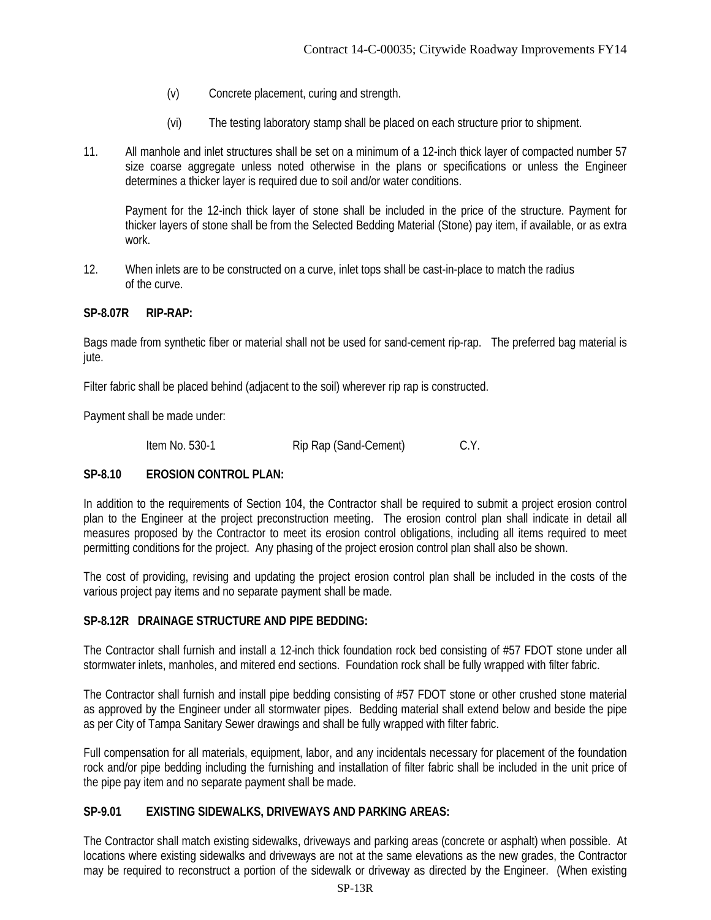(v) Concrete placement, curing and strength.

(vi) The testing laboratory stamp shall be placed on each structure prior to shipment.

11. All manhole and inlet structures shall be set on a minimum of a 12-inch thick layer of compacted number 57 size coarse aggregate unless noted otherwise in the plans or specifications or unless the Engineer determines a thicker layer is required due to soil and/or water conditions.

    Payment for the 12-inch thick layer of stone shall be included in the price of the structure. Payment for thicker layers of stone shall be from the Selected Bedding Material (Stone) pay item, if available, or as extra work.

12. When inlets are to be constructed on a curve, inlet tops shall be cast-in-place to match the radius of the curve.

**SP-8.07R RIP-RAP:**

Bags made from synthetic fiber or material shall not be used for sand-cement rip-rap. The preferred bag material is jute.

Filter fabric shall be placed behind (adjacent to the soil) wherever rip rap is constructed.

Payment shall be made under:

| Item No. 530-1 | Rip Rap (Sand-Cement) | C.Y. |
|---|---|---|

**SP-8.10 EROSION CONTROL PLAN:**

In addition to the requirements of Section 104, the Contractor shall be required to submit a project erosion control plan to the Engineer at the project preconstruction meeting. The erosion control plan shall indicate in detail all measures proposed by the Contractor to meet its erosion control obligations, including all items required to meet permitting conditions for the project. Any phasing of the project erosion control plan shall also be shown.

The cost of providing, revising and updating the project erosion control plan shall be included in the costs of the various project pay items and no separate payment shall be made.

**SP-8.12R DRAINAGE STRUCTURE AND PIPE BEDDING:**

The Contractor shall furnish and install a 12-inch thick foundation rock bed consisting of #57 FDOT stone under all stormwater inlets, manholes, and mitered end sections. Foundation rock shall be fully wrapped with filter fabric.

The Contractor shall furnish and install pipe bedding consisting of #57 FDOT stone or other crushed stone material as approved by the Engineer under all stormwater pipes. Bedding material shall extend below and beside the pipe as per City of Tampa Sanitary Sewer drawings and shall be fully wrapped with filter fabric.

Full compensation for all materials, equipment, labor, and any incidentals necessary for placement of the foundation rock and/or pipe bedding including the furnishing and installation of filter fabric shall be included in the unit price of the pipe pay item and no separate payment shall be made.

**SP-9.01 EXISTING SIDEWALKS, DRIVEWAYS AND PARKING AREAS:**

The Contractor shall match existing sidewalks, driveways and parking areas (concrete or asphalt) when possible. At locations where existing sidewalks and driveways are not at the same elevations as the new grades, the Contractor may be required to reconstruct a portion of the sidewalk or driveway as directed by the Engineer. (When existing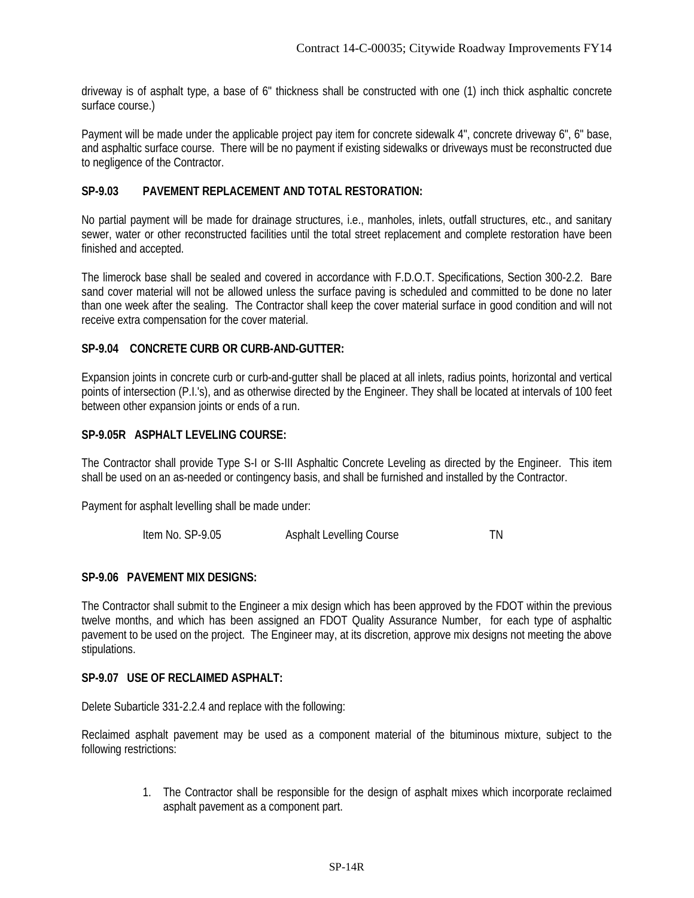driveway is of asphalt type, a base of 6" thickness shall be constructed with one (1) inch thick asphaltic concrete surface course.)

Payment will be made under the applicable project pay item for concrete sidewalk 4", concrete driveway 6", 6" base, and asphaltic surface course. There will be no payment if existing sidewalks or driveways must be reconstructed due to negligence of the Contractor.

**SP-9.03 PAVEMENT REPLACEMENT AND TOTAL RESTORATION:**

No partial payment will be made for drainage structures, i.e., manholes, inlets, outfall structures, etc., and sanitary sewer, water or other reconstructed facilities until the total street replacement and complete restoration have been finished and accepted.

The limerock base shall be sealed and covered in accordance with F.D.O.T. Specifications, Section 300-2.2. Bare sand cover material will not be allowed unless the surface paving is scheduled and committed to be done no later than one week after the sealing. The Contractor shall keep the cover material surface in good condition and will not receive extra compensation for the cover material.

**SP-9.04 CONCRETE CURB OR CURB-AND-GUTTER:**

Expansion joints in concrete curb or curb-and-gutter shall be placed at all inlets, radius points, horizontal and vertical points of intersection (P.I.'s), and as otherwise directed by the Engineer. They shall be located at intervals of 100 feet between other expansion joints or ends of a run.

**SP-9.05R ASPHALT LEVELING COURSE:**

The Contractor shall provide Type S-I or S-III Asphaltic Concrete Leveling as directed by the Engineer. This item shall be used on an as-needed or contingency basis, and shall be furnished and installed by the Contractor.

Payment for asphalt levelling shall be made under:

| Item No. SP-9.05 | Asphalt Levelling Course | TN |
|---|---|---|

**SP-9.06 PAVEMENT MIX DESIGNS:**

The Contractor shall submit to the Engineer a mix design which has been approved by the FDOT within the previous twelve months, and which has been assigned an FDOT Quality Assurance Number, for each type of asphaltic pavement to be used on the project. The Engineer may, at its discretion, approve mix designs not meeting the above stipulations.

**SP-9.07 USE OF RECLAIMED ASPHALT:**

Delete Subarticle 331-2.2.4 and replace with the following:

Reclaimed asphalt pavement may be used as a component material of the bituminous mixture, subject to the following restrictions:

1. The Contractor shall be responsible for the design of asphalt mixes which incorporate reclaimed asphalt pavement as a component part.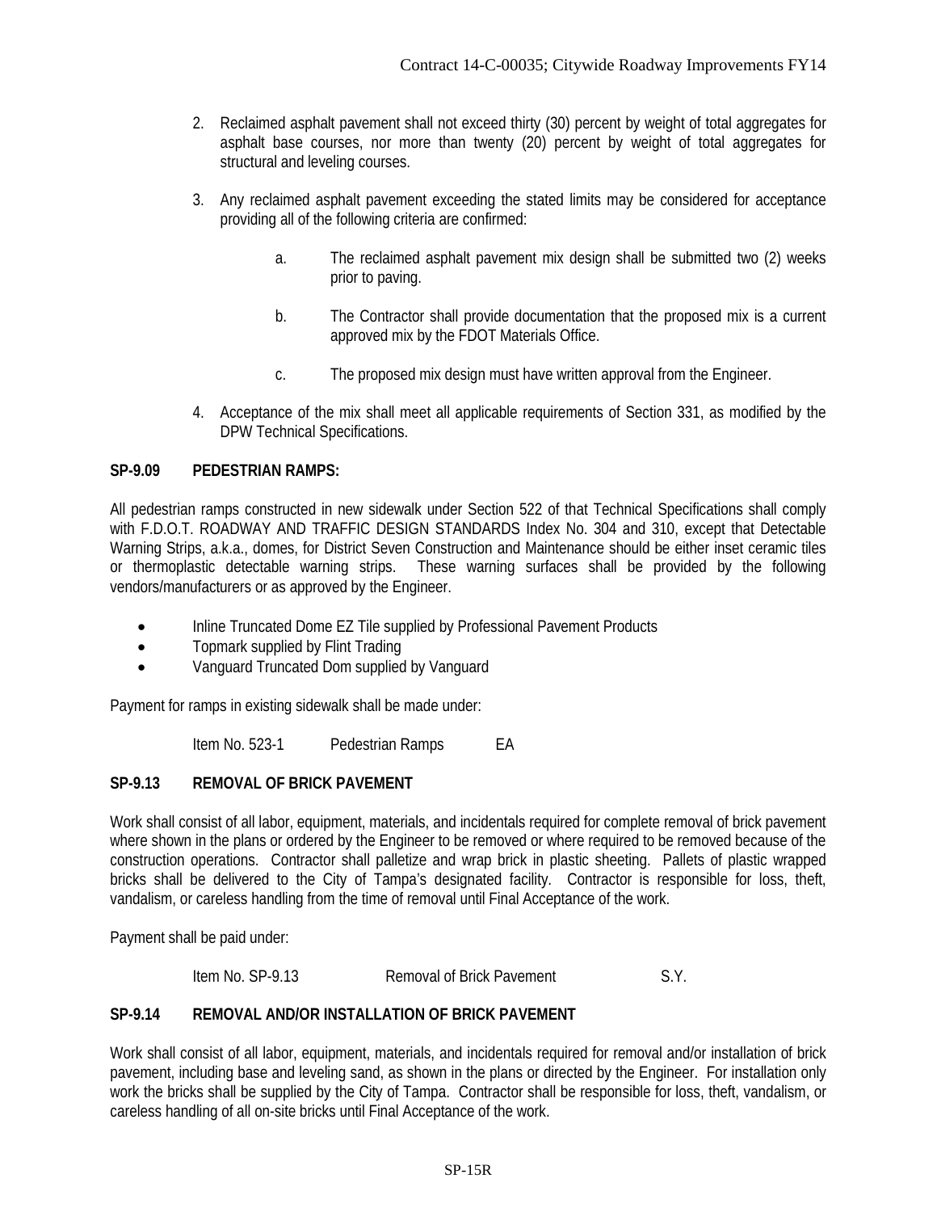2. Reclaimed asphalt pavement shall not exceed thirty (30) percent by weight of total aggregates for asphalt base courses, nor more than twenty (20) percent by weight of total aggregates for structural and leveling courses.

3. Any reclaimed asphalt pavement exceeding the stated limits may be considered for acceptance providing all of the following criteria are confirmed:

   a. The reclaimed asphalt pavement mix design shall be submitted two (2) weeks prior to paving.

   b. The Contractor shall provide documentation that the proposed mix is a current approved mix by the FDOT Materials Office.

   c. The proposed mix design must have written approval from the Engineer.

4. Acceptance of the mix shall meet all applicable requirements of Section 331, as modified by the DPW Technical Specifications.

**SP-9.09 PEDESTRIAN RAMPS:**

All pedestrian ramps constructed in new sidewalk under Section 522 of that Technical Specifications shall comply with F.D.O.T. ROADWAY AND TRAFFIC DESIGN STANDARDS Index No. 304 and 310, except that Detectable Warning Strips, a.k.a., domes, for District Seven Construction and Maintenance should be either inset ceramic tiles or thermoplastic detectable warning strips. These warning surfaces shall be provided by the following vendors/manufacturers or as approved by the Engineer.

- Inline Truncated Dome EZ Tile supplied by Professional Pavement Products
- Topmark supplied by Flint Trading
- Vanguard Truncated Dom supplied by Vanguard

Payment for ramps in existing sidewalk shall be made under:

Item No. 523-1 Pedestrian Ramps EA

**SP-9.13 REMOVAL OF BRICK PAVEMENT**

Work shall consist of all labor, equipment, materials, and incidentals required for complete removal of brick pavement where shown in the plans or ordered by the Engineer to be removed or where required to be removed because of the construction operations. Contractor shall palletize and wrap brick in plastic sheeting. Pallets of plastic wrapped bricks shall be delivered to the City of Tampa's designated facility. Contractor is responsible for loss, theft, vandalism, or careless handling from the time of removal until Final Acceptance of the work.

Payment shall be paid under:

Item No. SP-9.13 Removal of Brick Pavement S.Y.

**SP-9.14 REMOVAL AND/OR INSTALLATION OF BRICK PAVEMENT**

Work shall consist of all labor, equipment, materials, and incidentals required for removal and/or installation of brick pavement, including base and leveling sand, as shown in the plans or directed by the Engineer. For installation only work the bricks shall be supplied by the City of Tampa. Contractor shall be responsible for loss, theft, vandalism, or careless handling of all on-site bricks until Final Acceptance of the work.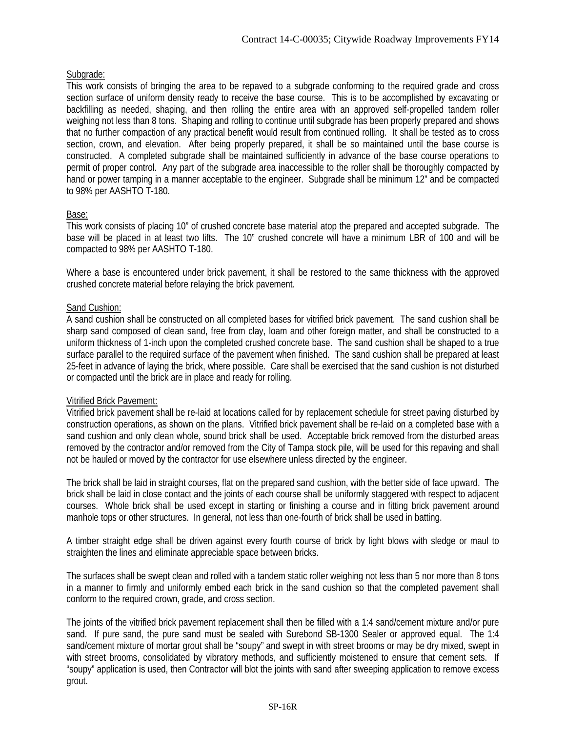Subgrade:

This work consists of bringing the area to be repaved to a subgrade conforming to the required grade and cross section surface of uniform density ready to receive the base course. This is to be accomplished by excavating or backfilling as needed, shaping, and then rolling the entire area with an approved self-propelled tandem roller weighing not less than 8 tons. Shaping and rolling to continue until subgrade has been properly prepared and shows that no further compaction of any practical benefit would result from continued rolling. It shall be tested as to cross section, crown, and elevation. After being properly prepared, it shall be so maintained until the base course is constructed. A completed subgrade shall be maintained sufficiently in advance of the base course operations to permit of proper control. Any part of the subgrade area inaccessible to the roller shall be thoroughly compacted by hand or power tamping in a manner acceptable to the engineer. Subgrade shall be minimum 12" and be compacted to 98% per AASHTO T-180.

Base:

This work consists of placing 10" of crushed concrete base material atop the prepared and accepted subgrade. The base will be placed in at least two lifts. The 10" crushed concrete will have a minimum LBR of 100 and will be compacted to 98% per AASHTO T-180.

Where a base is encountered under brick pavement, it shall be restored to the same thickness with the approved crushed concrete material before relaying the brick pavement.

Sand Cushion:

A sand cushion shall be constructed on all completed bases for vitrified brick pavement. The sand cushion shall be sharp sand composed of clean sand, free from clay, loam and other foreign matter, and shall be constructed to a uniform thickness of 1-inch upon the completed crushed concrete base. The sand cushion shall be shaped to a true surface parallel to the required surface of the pavement when finished. The sand cushion shall be prepared at least 25-feet in advance of laying the brick, where possible. Care shall be exercised that the sand cushion is not disturbed or compacted until the brick are in place and ready for rolling.

Vitrified Brick Pavement:

Vitrified brick pavement shall be re-laid at locations called for by replacement schedule for street paving disturbed by construction operations, as shown on the plans. Vitrified brick pavement shall be re-laid on a completed base with a sand cushion and only clean whole, sound brick shall be used. Acceptable brick removed from the disturbed areas removed by the contractor and/or removed from the City of Tampa stock pile, will be used for this repaving and shall not be hauled or moved by the contractor for use elsewhere unless directed by the engineer.

The brick shall be laid in straight courses, flat on the prepared sand cushion, with the better side of face upward. The brick shall be laid in close contact and the joints of each course shall be uniformly staggered with respect to adjacent courses. Whole brick shall be used except in starting or finishing a course and in fitting brick pavement around manhole tops or other structures. In general, not less than one-fourth of brick shall be used in batting.

A timber straight edge shall be driven against every fourth course of brick by light blows with sledge or maul to straighten the lines and eliminate appreciable space between bricks.

The surfaces shall be swept clean and rolled with a tandem static roller weighing not less than 5 nor more than 8 tons in a manner to firmly and uniformly embed each brick in the sand cushion so that the completed pavement shall conform to the required crown, grade, and cross section.

The joints of the vitrified brick pavement replacement shall then be filled with a 1:4 sand/cement mixture and/or pure sand. If pure sand, the pure sand must be sealed with Surebond SB-1300 Sealer or approved equal. The 1:4 sand/cement mixture of mortar grout shall be "soupy" and swept in with street brooms or may be dry mixed, swept in with street brooms, consolidated by vibratory methods, and sufficiently moistened to ensure that cement sets. If "soupy" application is used, then Contractor will blot the joints with sand after sweeping application to remove excess grout.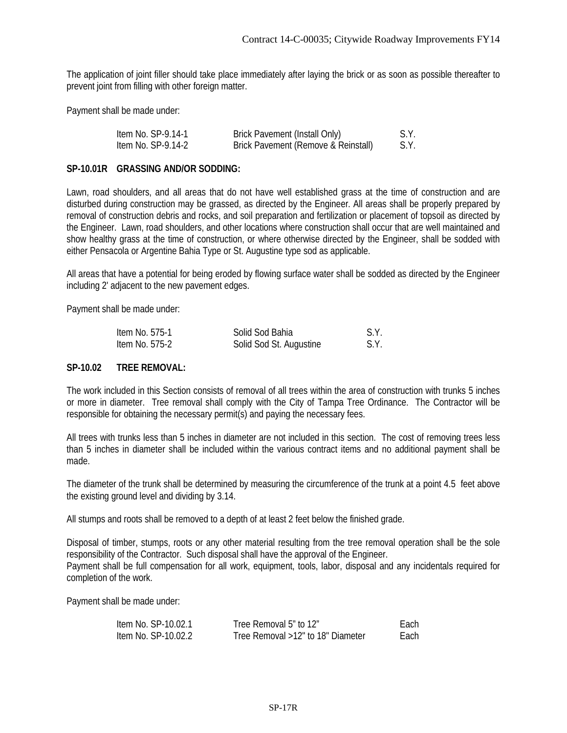The application of joint filler should take place immediately after laying the brick or as soon as possible thereafter to prevent joint from filling with other foreign matter.

Payment shall be made under:

| | | |
|---|---|---|
| Item No. SP-9.14-1 | Brick Pavement (Install Only) | S.Y. |
| Item No. SP-9.14-2 | Brick Pavement (Remove & Reinstall) | S.Y. |

**SP-10.01R GRASSING AND/OR SODDING:**

Lawn, road shoulders, and all areas that do not have well established grass at the time of construction and are disturbed during construction may be grassed, as directed by the Engineer. All areas shall be properly prepared by removal of construction debris and rocks, and soil preparation and fertilization or placement of topsoil as directed by the Engineer. Lawn, road shoulders, and other locations where construction shall occur that are well maintained and show healthy grass at the time of construction, or where otherwise directed by the Engineer, shall be sodded with either Pensacola or Argentine Bahia Type or St. Augustine type sod as applicable.

All areas that have a potential for being eroded by flowing surface water shall be sodded as directed by the Engineer including 2' adjacent to the new pavement edges.

Payment shall be made under:

| | | |
|---|---|---|
| Item No. 575-1 | Solid Sod Bahia | S.Y. |
| Item No. 575-2 | Solid Sod St. Augustine | S.Y. |

**SP-10.02 TREE REMOVAL:**

The work included in this Section consists of removal of all trees within the area of construction with trunks 5 inches or more in diameter. Tree removal shall comply with the City of Tampa Tree Ordinance. The Contractor will be responsible for obtaining the necessary permit(s) and paying the necessary fees.

All trees with trunks less than 5 inches in diameter are not included in this section. The cost of removing trees less than 5 inches in diameter shall be included within the various contract items and no additional payment shall be made.

The diameter of the trunk shall be determined by measuring the circumference of the trunk at a point 4.5 feet above the existing ground level and dividing by 3.14.

All stumps and roots shall be removed to a depth of at least 2 feet below the finished grade.

Disposal of timber, stumps, roots or any other material resulting from the tree removal operation shall be the sole responsibility of the Contractor. Such disposal shall have the approval of the Engineer.
Payment shall be full compensation for all work, equipment, tools, labor, disposal and any incidentals required for completion of the work.

Payment shall be made under:

| | | |
|---|---|---|
| Item No. SP-10.02.1 | Tree Removal 5" to 12" | Each |
| Item No. SP-10.02.2 | Tree Removal >12" to 18" Diameter | Each |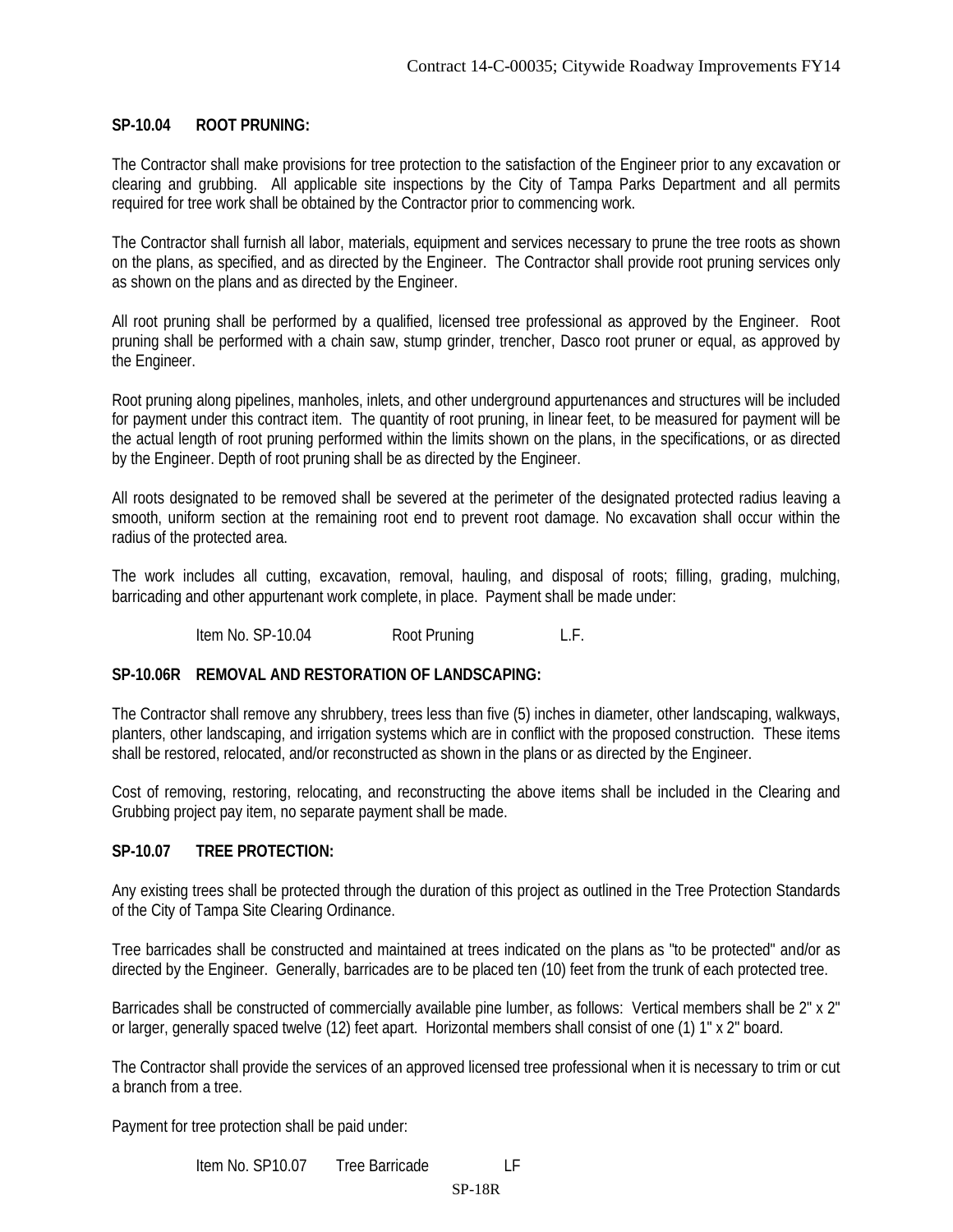### SP-10.04 ROOT PRUNING:

The Contractor shall make provisions for tree protection to the satisfaction of the Engineer prior to any excavation or clearing and grubbing. All applicable site inspections by the City of Tampa Parks Department and all permits required for tree work shall be obtained by the Contractor prior to commencing work.

The Contractor shall furnish all labor, materials, equipment and services necessary to prune the tree roots as shown on the plans, as specified, and as directed by the Engineer. The Contractor shall provide root pruning services only as shown on the plans and as directed by the Engineer.

All root pruning shall be performed by a qualified, licensed tree professional as approved by the Engineer. Root pruning shall be performed with a chain saw, stump grinder, trencher, Dasco root pruner or equal, as approved by the Engineer.

Root pruning along pipelines, manholes, inlets, and other underground appurtenances and structures will be included for payment under this contract item. The quantity of root pruning, in linear feet, to be measured for payment will be the actual length of root pruning performed within the limits shown on the plans, in the specifications, or as directed by the Engineer. Depth of root pruning shall be as directed by the Engineer.

All roots designated to be removed shall be severed at the perimeter of the designated protected radius leaving a smooth, uniform section at the remaining root end to prevent root damage. No excavation shall occur within the radius of the protected area.

The work includes all cutting, excavation, removal, hauling, and disposal of roots; filling, grading, mulching, barricading and other appurtenant work complete, in place. Payment shall be made under:

| Item No. SP-10.04 | Root Pruning | L.F. |
|---|---|---|

### SP-10.06R REMOVAL AND RESTORATION OF LANDSCAPING:

The Contractor shall remove any shrubbery, trees less than five (5) inches in diameter, other landscaping, walkways, planters, other landscaping, and irrigation systems which are in conflict with the proposed construction. These items shall be restored, relocated, and/or reconstructed as shown in the plans or as directed by the Engineer.

Cost of removing, restoring, relocating, and reconstructing the above items shall be included in the Clearing and Grubbing project pay item, no separate payment shall be made.

### SP-10.07 TREE PROTECTION:

Any existing trees shall be protected through the duration of this project as outlined in the Tree Protection Standards of the City of Tampa Site Clearing Ordinance.

Tree barricades shall be constructed and maintained at trees indicated on the plans as "to be protected" and/or as directed by the Engineer. Generally, barricades are to be placed ten (10) feet from the trunk of each protected tree.

Barricades shall be constructed of commercially available pine lumber, as follows: Vertical members shall be 2" x 2" or larger, generally spaced twelve (12) feet apart. Horizontal members shall consist of one (1) 1" x 2" board.

The Contractor shall provide the services of an approved licensed tree professional when it is necessary to trim or cut a branch from a tree.

Payment for tree protection shall be paid under:

| Item No. SP10.07 | Tree Barricade | LF |
|---|---|---|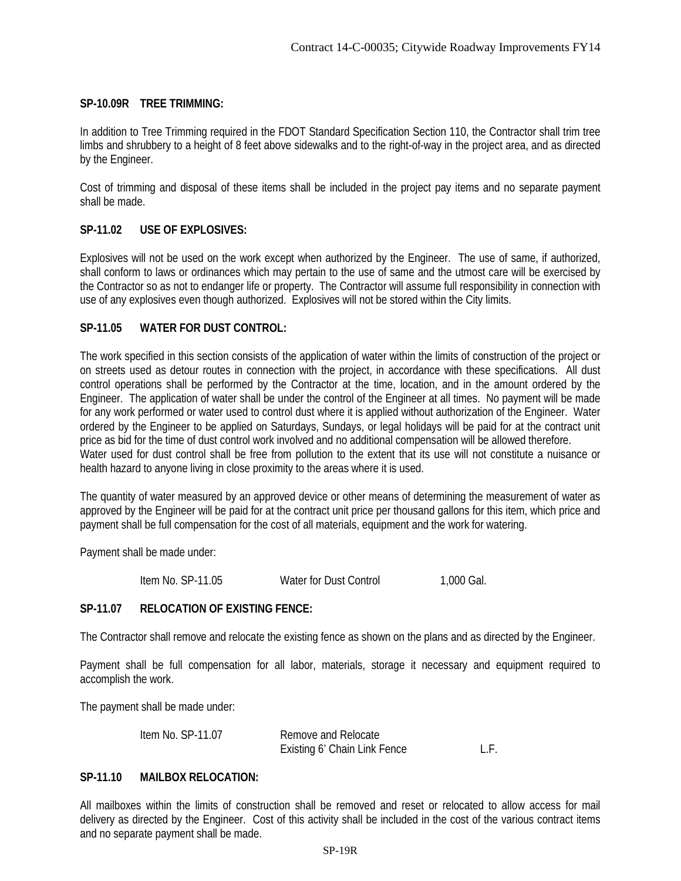**SP-10.09R TREE TRIMMING:**

In addition to Tree Trimming required in the FDOT Standard Specification Section 110, the Contractor shall trim tree limbs and shrubbery to a height of 8 feet above sidewalks and to the right-of-way in the project area, and as directed by the Engineer.

Cost of trimming and disposal of these items shall be included in the project pay items and no separate payment shall be made.

**SP-11.02 USE OF EXPLOSIVES:**

Explosives will not be used on the work except when authorized by the Engineer. The use of same, if authorized, shall conform to laws or ordinances which may pertain to the use of same and the utmost care will be exercised by the Contractor so as not to endanger life or property. The Contractor will assume full responsibility in connection with use of any explosives even though authorized. Explosives will not be stored within the City limits.

**SP-11.05 WATER FOR DUST CONTROL:**

The work specified in this section consists of the application of water within the limits of construction of the project or on streets used as detour routes in connection with the project, in accordance with these specifications. All dust control operations shall be performed by the Contractor at the time, location, and in the amount ordered by the Engineer. The application of water shall be under the control of the Engineer at all times. No payment will be made for any work performed or water used to control dust where it is applied without authorization of the Engineer. Water ordered by the Engineer to be applied on Saturdays, Sundays, or legal holidays will be paid for at the contract unit price as bid for the time of dust control work involved and no additional compensation will be allowed therefore.
Water used for dust control shall be free from pollution to the extent that its use will not constitute a nuisance or health hazard to anyone living in close proximity to the areas where it is used.

The quantity of water measured by an approved device or other means of determining the measurement of water as approved by the Engineer will be paid for at the contract unit price per thousand gallons for this item, which price and payment shall be full compensation for the cost of all materials, equipment and the work for watering.

Payment shall be made under:

| | | |
|---|---|---|
| Item No. SP-11.05 | Water for Dust Control | 1,000 Gal. |

**SP-11.07 RELOCATION OF EXISTING FENCE:**

The Contractor shall remove and relocate the existing fence as shown on the plans and as directed by the Engineer.

Payment shall be full compensation for all labor, materials, storage it necessary and equipment required to accomplish the work.

The payment shall be made under:

| | | |
|---|---|---|
| Item No. SP-11.07 | Remove and Relocate Existing 6' Chain Link Fence | L.F. |

**SP-11.10 MAILBOX RELOCATION:**

All mailboxes within the limits of construction shall be removed and reset or relocated to allow access for mail delivery as directed by the Engineer. Cost of this activity shall be included in the cost of the various contract items and no separate payment shall be made.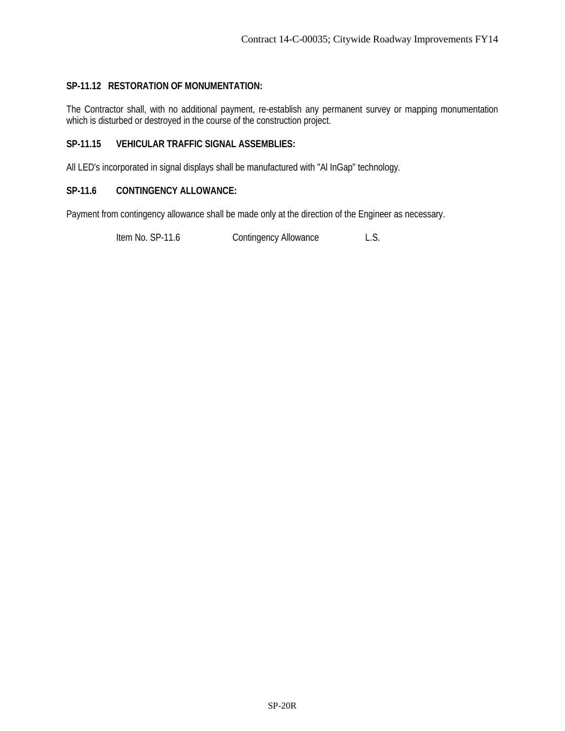**SP-11.12 RESTORATION OF MONUMENTATION:**

The Contractor shall, with no additional payment, re-establish any permanent survey or mapping monumentation which is disturbed or destroyed in the course of the construction project.

**SP-11.15 VEHICULAR TRAFFIC SIGNAL ASSEMBLIES:**

All LED's incorporated in signal displays shall be manufactured with "Al InGap" technology.

**SP-11.6 CONTINGENCY ALLOWANCE:**

Payment from contingency allowance shall be made only at the direction of the Engineer as necessary.

| | | |
|---|---|---|
| Item No. SP-11.6 | Contingency Allowance | L.S. |